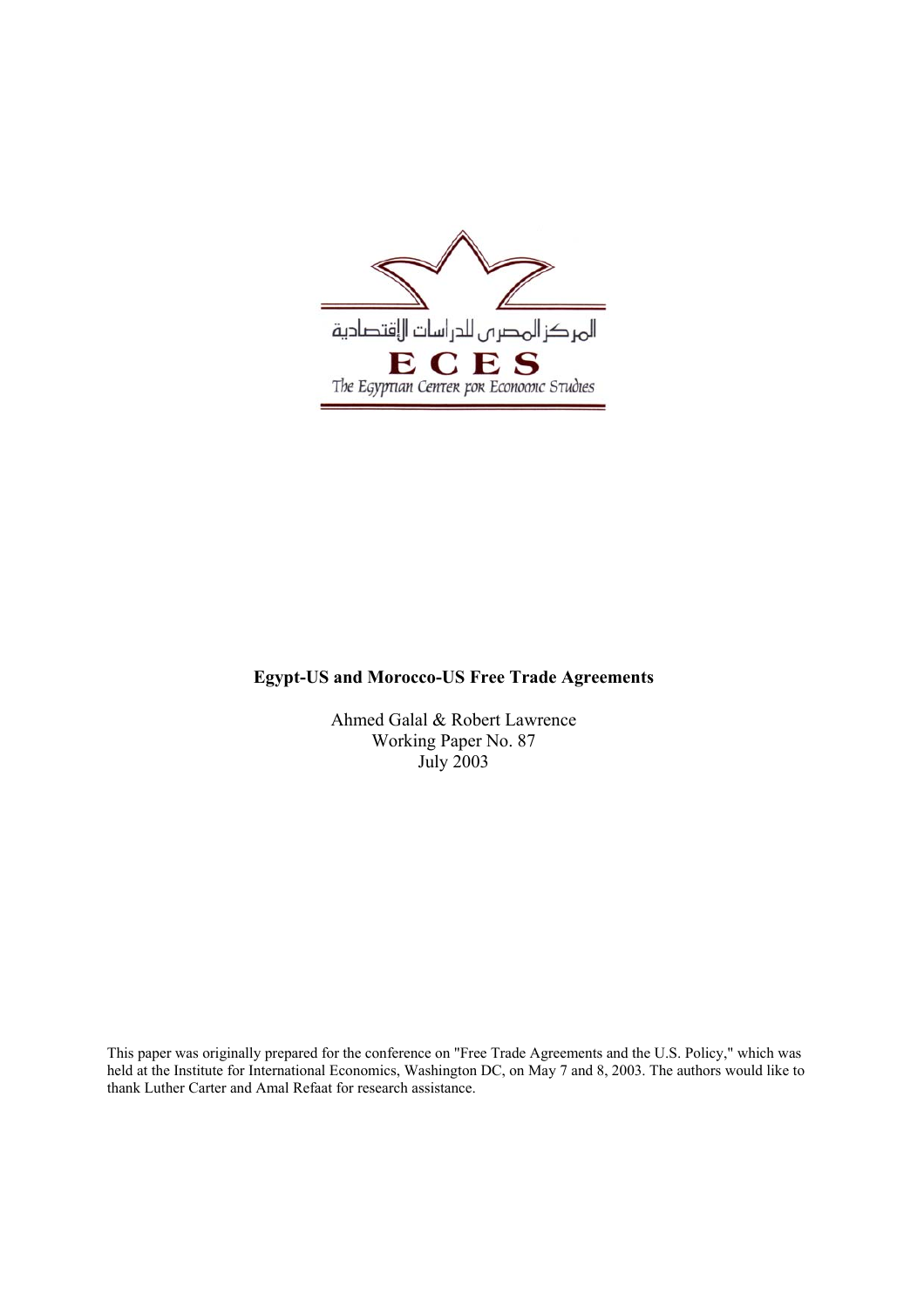المركز المصرى للدراسات الإقتصادية

**ECES**

The Egyptian Center for Economic Studies

**Egypt-US and Morocco-US Free Trade Agreements**

Ahmed Galal & Robert Lawrence
Working Paper No. 87
July 2003

This paper was originally prepared for the conference on "Free Trade Agreements and the U.S. Policy," which was held at the Institute for International Economics, Washington DC, on May 7 and 8, 2003. The authors would like to thank Luther Carter and Amal Refaat for research assistance.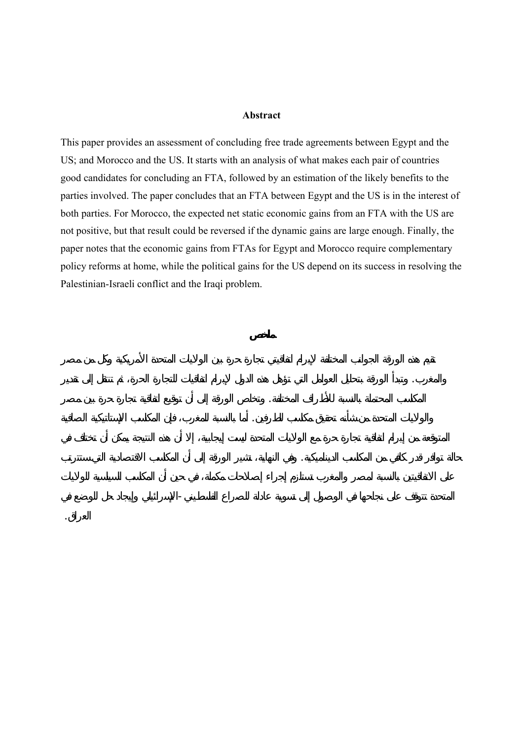### Abstract

This paper provides an assessment of concluding free trade agreements between Egypt and the US; and Morocco and the US. It starts with an analysis of what makes each pair of countries good candidates for concluding an FTA, followed by an estimation of the likely benefits to the parties involved. The paper concludes that an FTA between Egypt and the US is in the interest of both parties. For Morocco, the expected net static economic gains from an FTA with the US are not positive, but that result could be reversed if the dynamic gains are large enough. Finally, the paper notes that the economic gains from FTAs for Egypt and Morocco require complementary policy reforms at home, while the political gains for the US depend on its success in resolving the Palestinian-Israeli conflict and the Iraqi problem.

### ملخص

تقيم هذه الورقة الجوانب المختلفة لإبرام اتفاقيتي تجارة حرة بين الولايات المتحدة الأمريكية وكل من مصر والمغرب. وتبدأ الورقة بتحليل العوامل التي تؤهل هذه الدول لإبرام اتفاقيات للتجارة الحرة، ثم تنتقل إلى تقدير المكاسب المحتملة بالنسبة للأطراف المختلفة. وتخلص الورقة إلى أن توقيع اتفاقية تجارة حرة بين مصر والولايات المتحدة من شأنه تحقيق مكاسب للطرفين. أما بالنسبة للمغرب، فإن المكاسب الإستاتيكية الصافية المتوقعة من إبرام اتفاقية تجارة حرة مع الولايات المتحدة ليست إيجابية، إلا أن هذه النتيجة يمكن أن تختلف في حالة توافر قدر كافي من المكاسب الديناميكية. وفي النهاية، تشير الورقة إلى أن المكاسب الاقتصادية التي ستترتب على الاتفاقيتين بالنسبة لمصر والمغرب تستلزم إجراء إصلاحات مكملة، في حين أن المكاسب السياسية للولايات المتحدة تتوقف على نجاحها في الوصول إلى تسوية عادلة للصراع الفلسطيني-الإسرائيلي وإيجاد حل للوضع في العراق.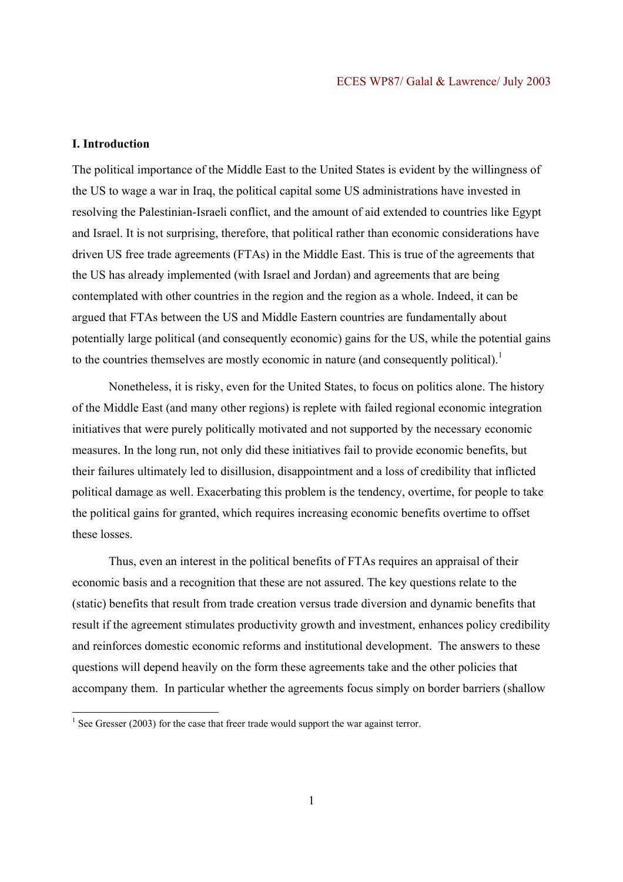## I. Introduction

The political importance of the Middle East to the United States is evident by the willingness of the US to wage a war in Iraq, the political capital some US administrations have invested in resolving the Palestinian-Israeli conflict, and the amount of aid extended to countries like Egypt and Israel. It is not surprising, therefore, that political rather than economic considerations have driven US free trade agreements (FTAs) in the Middle East. This is true of the agreements that the US has already implemented (with Israel and Jordan) and agreements that are being contemplated with other countries in the region and the region as a whole. Indeed, it can be argued that FTAs between the US and Middle Eastern countries are fundamentally about potentially large political (and consequently economic) gains for the US, while the potential gains to the countries themselves are mostly economic in nature (and consequently political).[1]

Nonetheless, it is risky, even for the United States, to focus on politics alone. The history of the Middle East (and many other regions) is replete with failed regional economic integration initiatives that were purely politically motivated and not supported by the necessary economic measures. In the long run, not only did these initiatives fail to provide economic benefits, but their failures ultimately led to disillusion, disappointment and a loss of credibility that inflicted political damage as well. Exacerbating this problem is the tendency, overtime, for people to take the political gains for granted, which requires increasing economic benefits overtime to offset these losses.

Thus, even an interest in the political benefits of FTAs requires an appraisal of their economic basis and a recognition that these are not assured. The key questions relate to the (static) benefits that result from trade creation versus trade diversion and dynamic benefits that result if the agreement stimulates productivity growth and investment, enhances policy credibility and reinforces domestic economic reforms and institutional development. The answers to these questions will depend heavily on the form these agreements take and the other policies that accompany them. In particular whether the agreements focus simply on border barriers (shallow

[1] See Gresser (2003) for the case that freer trade would support the war against terror.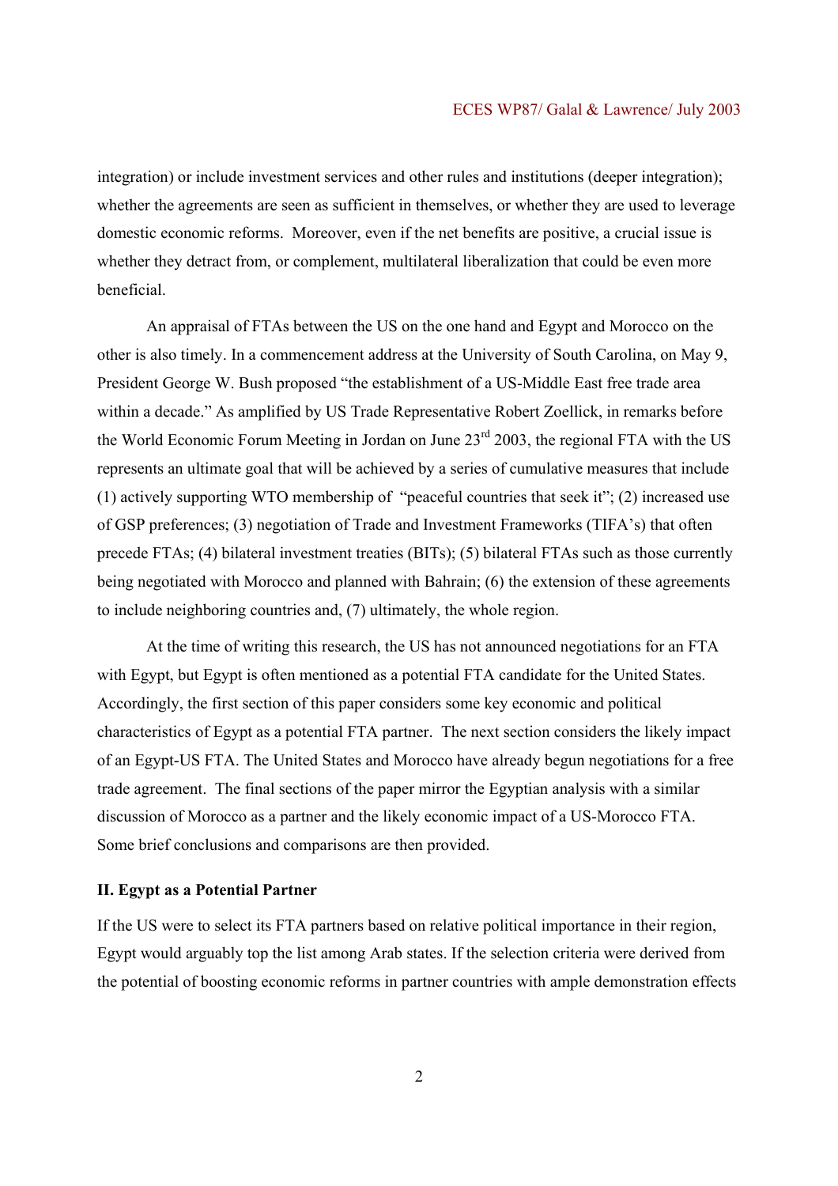integration) or include investment services and other rules and institutions (deeper integration); whether the agreements are seen as sufficient in themselves, or whether they are used to leverage domestic economic reforms. Moreover, even if the net benefits are positive, a crucial issue is whether they detract from, or complement, multilateral liberalization that could be even more beneficial.

An appraisal of FTAs between the US on the one hand and Egypt and Morocco on the other is also timely. In a commencement address at the University of South Carolina, on May 9, President George W. Bush proposed "the establishment of a US-Middle East free trade area within a decade." As amplified by US Trade Representative Robert Zoellick, in remarks before the World Economic Forum Meeting in Jordan on June 23rd 2003, the regional FTA with the US represents an ultimate goal that will be achieved by a series of cumulative measures that include (1) actively supporting WTO membership of "peaceful countries that seek it"; (2) increased use of GSP preferences; (3) negotiation of Trade and Investment Frameworks (TIFA's) that often precede FTAs; (4) bilateral investment treaties (BITs); (5) bilateral FTAs such as those currently being negotiated with Morocco and planned with Bahrain; (6) the extension of these agreements to include neighboring countries and, (7) ultimately, the whole region.

At the time of writing this research, the US has not announced negotiations for an FTA with Egypt, but Egypt is often mentioned as a potential FTA candidate for the United States. Accordingly, the first section of this paper considers some key economic and political characteristics of Egypt as a potential FTA partner. The next section considers the likely impact of an Egypt-US FTA. The United States and Morocco have already begun negotiations for a free trade agreement. The final sections of the paper mirror the Egyptian analysis with a similar discussion of Morocco as a partner and the likely economic impact of a US-Morocco FTA. Some brief conclusions and comparisons are then provided.

## II. Egypt as a Potential Partner

If the US were to select its FTA partners based on relative political importance in their region, Egypt would arguably top the list among Arab states. If the selection criteria were derived from the potential of boosting economic reforms in partner countries with ample demonstration effects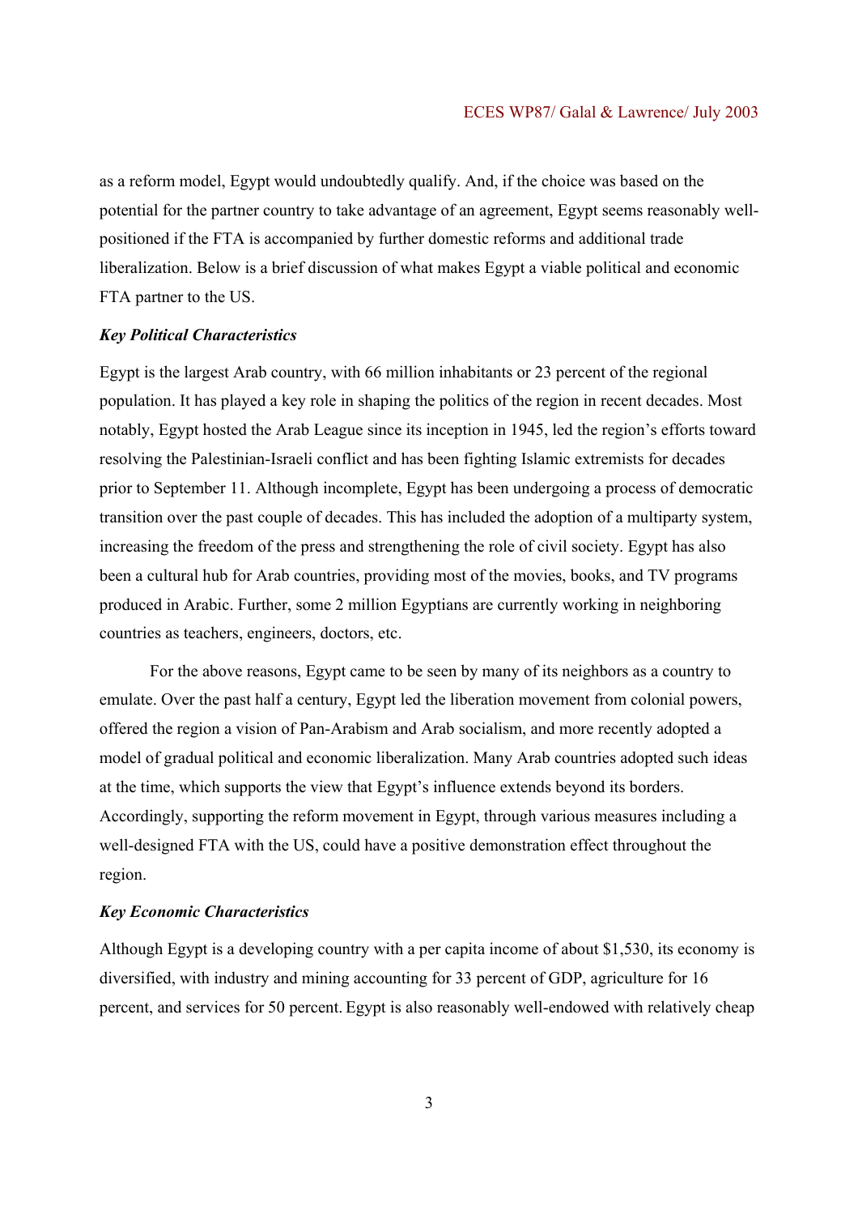as a reform model, Egypt would undoubtedly qualify. And, if the choice was based on the potential for the partner country to take advantage of an agreement, Egypt seems reasonably well-positioned if the FTA is accompanied by further domestic reforms and additional trade liberalization. Below is a brief discussion of what makes Egypt a viable political and economic FTA partner to the US.

***Key Political Characteristics***

Egypt is the largest Arab country, with 66 million inhabitants or 23 percent of the regional population. It has played a key role in shaping the politics of the region in recent decades. Most notably, Egypt hosted the Arab League since its inception in 1945, led the region's efforts toward resolving the Palestinian-Israeli conflict and has been fighting Islamic extremists for decades prior to September 11. Although incomplete, Egypt has been undergoing a process of democratic transition over the past couple of decades. This has included the adoption of a multiparty system, increasing the freedom of the press and strengthening the role of civil society. Egypt has also been a cultural hub for Arab countries, providing most of the movies, books, and TV programs produced in Arabic. Further, some 2 million Egyptians are currently working in neighboring countries as teachers, engineers, doctors, etc.

For the above reasons, Egypt came to be seen by many of its neighbors as a country to emulate. Over the past half a century, Egypt led the liberation movement from colonial powers, offered the region a vision of Pan-Arabism and Arab socialism, and more recently adopted a model of gradual political and economic liberalization. Many Arab countries adopted such ideas at the time, which supports the view that Egypt's influence extends beyond its borders. Accordingly, supporting the reform movement in Egypt, through various measures including a well-designed FTA with the US, could have a positive demonstration effect throughout the region.

***Key Economic Characteristics***

Although Egypt is a developing country with a per capita income of about $1,530, its economy is diversified, with industry and mining accounting for 33 percent of GDP, agriculture for 16 percent, and services for 50 percent. Egypt is also reasonably well-endowed with relatively cheap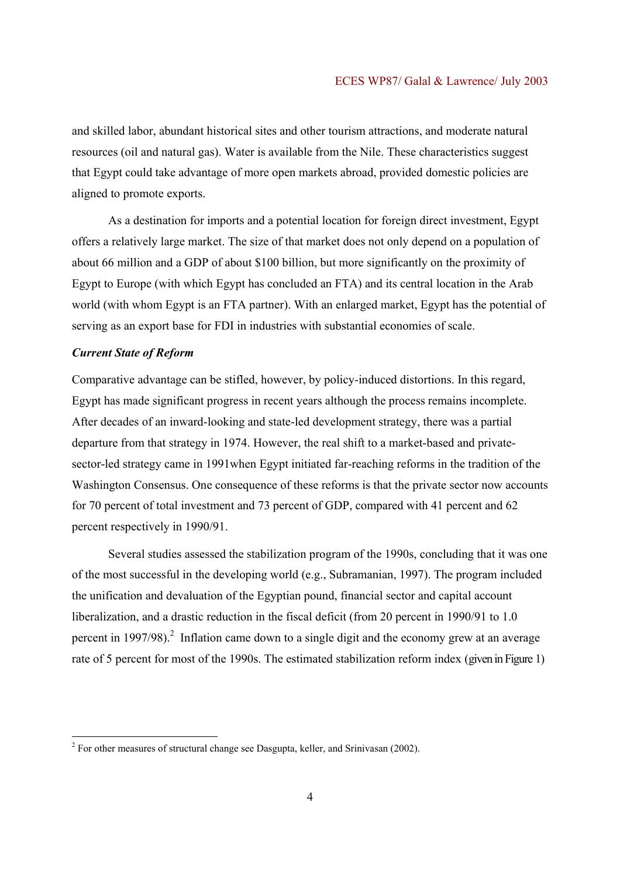and skilled labor, abundant historical sites and other tourism attractions, and moderate natural resources (oil and natural gas). Water is available from the Nile. These characteristics suggest that Egypt could take advantage of more open markets abroad, provided domestic policies are aligned to promote exports.

As a destination for imports and a potential location for foreign direct investment, Egypt offers a relatively large market. The size of that market does not only depend on a population of about 66 million and a GDP of about $100 billion, but more significantly on the proximity of Egypt to Europe (with which Egypt has concluded an FTA) and its central location in the Arab world (with whom Egypt is an FTA partner). With an enlarged market, Egypt has the potential of serving as an export base for FDI in industries with substantial economies of scale.

***Current State of Reform***

Comparative advantage can be stifled, however, by policy-induced distortions. In this regard, Egypt has made significant progress in recent years although the process remains incomplete. After decades of an inward-looking and state-led development strategy, there was a partial departure from that strategy in 1974. However, the real shift to a market-based and private-sector-led strategy came in 1991when Egypt initiated far-reaching reforms in the tradition of the Washington Consensus. One consequence of these reforms is that the private sector now accounts for 70 percent of total investment and 73 percent of GDP, compared with 41 percent and 62 percent respectively in 1990/91.

Several studies assessed the stabilization program of the 1990s, concluding that it was one of the most successful in the developing world (e.g., Subramanian, 1997). The program included the unification and devaluation of the Egyptian pound, financial sector and capital account liberalization, and a drastic reduction in the fiscal deficit (from 20 percent in 1990/91 to 1.0 percent in 1997/98).[2] Inflation came down to a single digit and the economy grew at an average rate of 5 percent for most of the 1990s. The estimated stabilization reform index (given in Figure 1)

[2] For other measures of structural change see Dasgupta, keller, and Srinivasan (2002).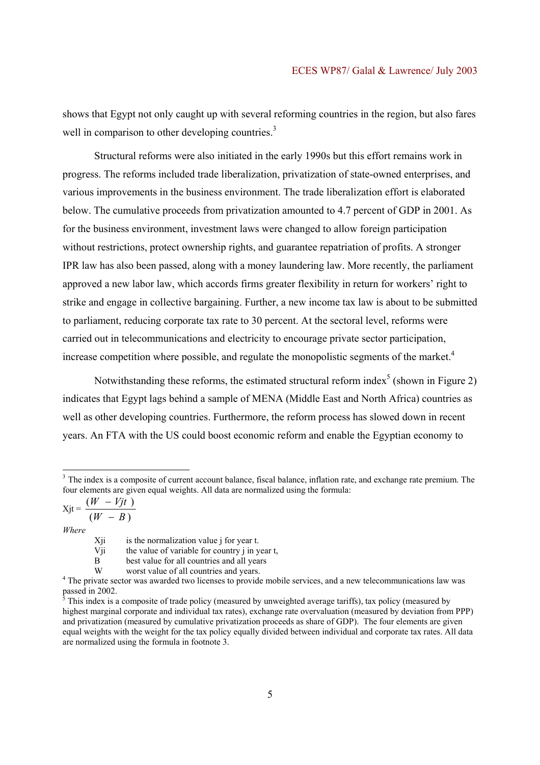shows that Egypt not only caught up with several reforming countries in the region, but also fares well in comparison to other developing countries.[3]

Structural reforms were also initiated in the early 1990s but this effort remains work in progress. The reforms included trade liberalization, privatization of state-owned enterprises, and various improvements in the business environment. The trade liberalization effort is elaborated below. The cumulative proceeds from privatization amounted to 4.7 percent of GDP in 2001. As for the business environment, investment laws were changed to allow foreign participation without restrictions, protect ownership rights, and guarantee repatriation of profits. A stronger IPR law has also been passed, along with a money laundering law. More recently, the parliament approved a new labor law, which accords firms greater flexibility in return for workers' right to strike and engage in collective bargaining. Further, a new income tax law is about to be submitted to parliament, reducing corporate tax rate to 30 percent. At the sectoral level, reforms were carried out in telecommunications and electricity to encourage private sector participation, increase competition where possible, and regulate the monopolistic segments of the market.[4]

Notwithstanding these reforms, the estimated structural reform index[5] (shown in Figure 2) indicates that Egypt lags behind a sample of MENA (Middle East and North Africa) countries as well as other developing countries. Furthermore, the reform process has slowed down in recent years. An FTA with the US could boost economic reform and enable the Egyptian economy to

---

[3] The index is a composite of current account balance, fiscal balance, inflation rate, and exchange rate premium. The four elements are given equal weights. All data are normalized using the formula:

$$\text{Xjt} = \frac{(W - Vjt)}{(W - B)}$$

*Where*

- Xji is the normalization value j for year t.
- Vji the value of variable for country j in year t,
- B best value for all countries and all years
- W worst value of all countries and years.

[4] The private sector was awarded two licenses to provide mobile services, and a new telecommunications law was passed in 2002.

[5] This index is a composite of trade policy (measured by unweighted average tariffs), tax policy (measured by highest marginal corporate and individual tax rates), exchange rate overvaluation (measured by deviation from PPP) and privatization (measured by cumulative privatization proceeds as share of GDP). The four elements are given equal weights with the weight for the tax policy equally divided between individual and corporate tax rates. All data are normalized using the formula in footnote 3.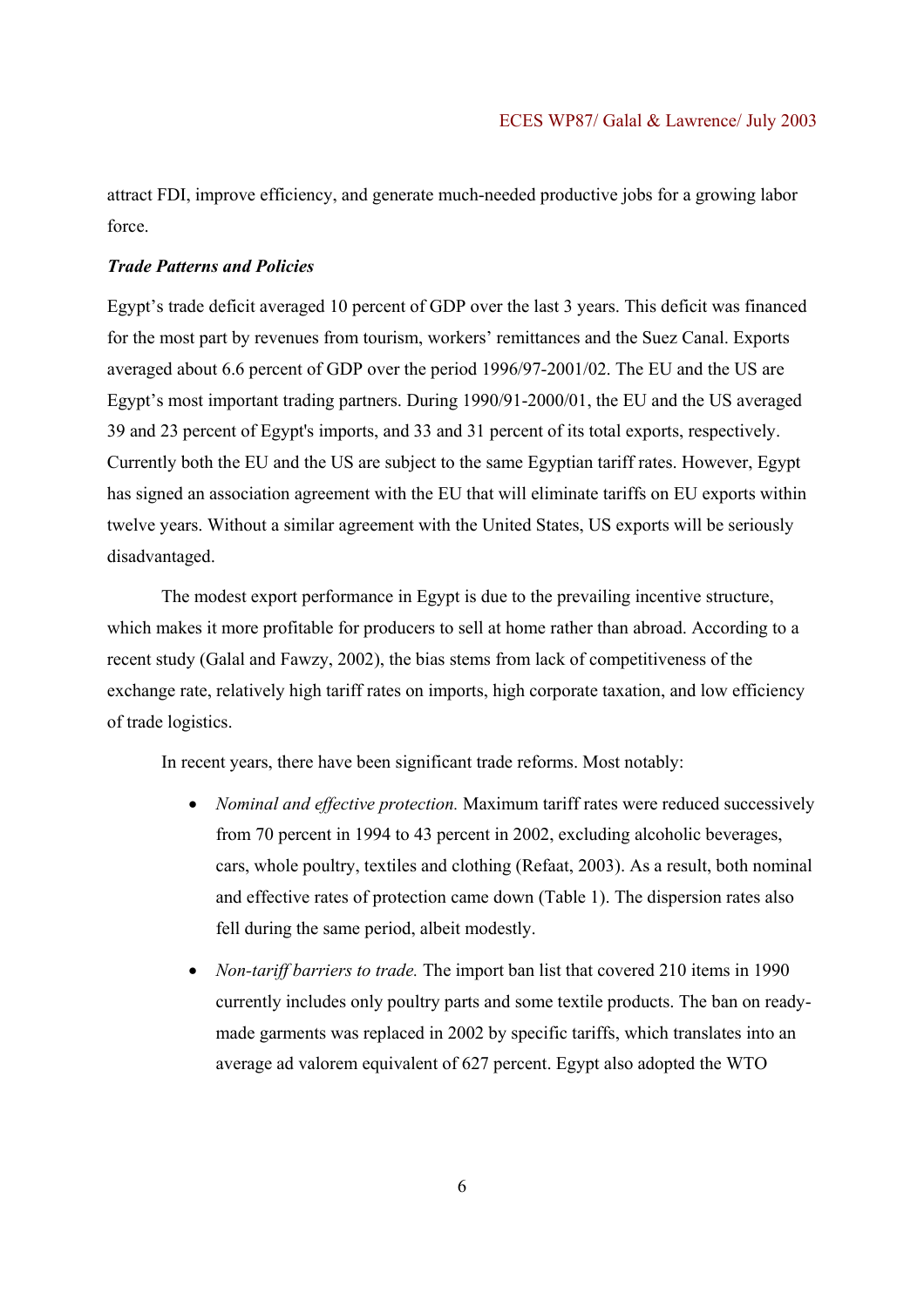attract FDI, improve efficiency, and generate much-needed productive jobs for a growing labor force.

***Trade Patterns and Policies***

Egypt's trade deficit averaged 10 percent of GDP over the last 3 years. This deficit was financed for the most part by revenues from tourism, workers' remittances and the Suez Canal. Exports averaged about 6.6 percent of GDP over the period 1996/97-2001/02. The EU and the US are Egypt's most important trading partners. During 1990/91-2000/01, the EU and the US averaged 39 and 23 percent of Egypt's imports, and 33 and 31 percent of its total exports, respectively. Currently both the EU and the US are subject to the same Egyptian tariff rates. However, Egypt has signed an association agreement with the EU that will eliminate tariffs on EU exports within twelve years. Without a similar agreement with the United States, US exports will be seriously disadvantaged.

The modest export performance in Egypt is due to the prevailing incentive structure, which makes it more profitable for producers to sell at home rather than abroad. According to a recent study (Galal and Fawzy, 2002), the bias stems from lack of competitiveness of the exchange rate, relatively high tariff rates on imports, high corporate taxation, and low efficiency of trade logistics.

In recent years, there have been significant trade reforms. Most notably:

- *Nominal and effective protection.* Maximum tariff rates were reduced successively from 70 percent in 1994 to 43 percent in 2002, excluding alcoholic beverages, cars, whole poultry, textiles and clothing (Refaat, 2003). As a result, both nominal and effective rates of protection came down (Table 1). The dispersion rates also fell during the same period, albeit modestly.
- *Non-tariff barriers to trade.* The import ban list that covered 210 items in 1990 currently includes only poultry parts and some textile products. The ban on ready-made garments was replaced in 2002 by specific tariffs, which translates into an average ad valorem equivalent of 627 percent. Egypt also adopted the WTO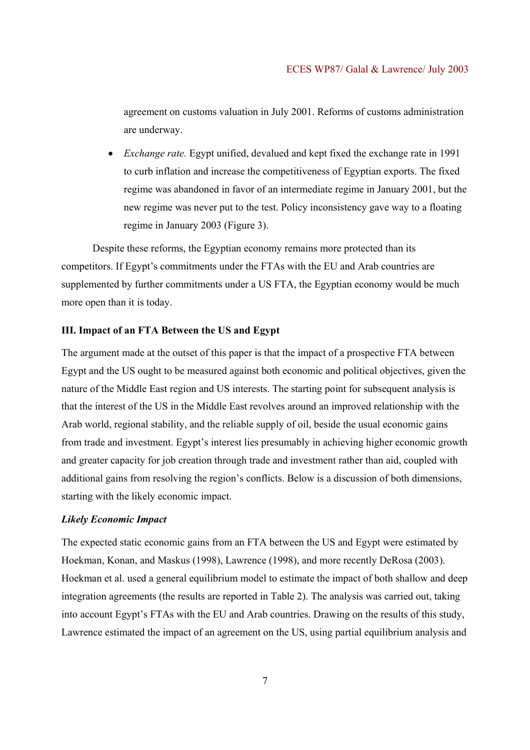agreement on customs valuation in July 2001. Reforms of customs administration are underway.

- *Exchange rate.* Egypt unified, devalued and kept fixed the exchange rate in 1991 to curb inflation and increase the competitiveness of Egyptian exports. The fixed regime was abandoned in favor of an intermediate regime in January 2001, but the new regime was never put to the test. Policy inconsistency gave way to a floating regime in January 2003 (Figure 3).

Despite these reforms, the Egyptian economy remains more protected than its competitors. If Egypt's commitments under the FTAs with the EU and Arab countries are supplemented by further commitments under a US FTA, the Egyptian economy would be much more open than it is today.

### III. Impact of an FTA Between the US and Egypt

The argument made at the outset of this paper is that the impact of a prospective FTA between Egypt and the US ought to be measured against both economic and political objectives, given the nature of the Middle East region and US interests. The starting point for subsequent analysis is that the interest of the US in the Middle East revolves around an improved relationship with the Arab world, regional stability, and the reliable supply of oil, beside the usual economic gains from trade and investment. Egypt's interest lies presumably in achieving higher economic growth and greater capacity for job creation through trade and investment rather than aid, coupled with additional gains from resolving the region's conflicts. Below is a discussion of both dimensions, starting with the likely economic impact.

#### *Likely Economic Impact*

The expected static economic gains from an FTA between the US and Egypt were estimated by Hoekman, Konan, and Maskus (1998), Lawrence (1998), and more recently DeRosa (2003). Hoekman et al. used a general equilibrium model to estimate the impact of both shallow and deep integration agreements (the results are reported in Table 2). The analysis was carried out, taking into account Egypt's FTAs with the EU and Arab countries. Drawing on the results of this study, Lawrence estimated the impact of an agreement on the US, using partial equilibrium analysis and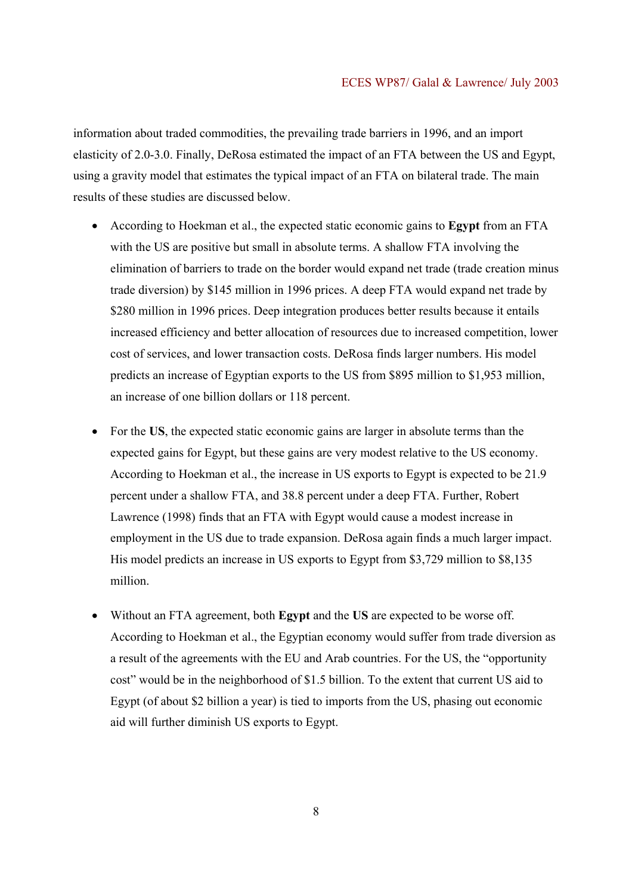information about traded commodities, the prevailing trade barriers in 1996, and an import elasticity of 2.0-3.0. Finally, DeRosa estimated the impact of an FTA between the US and Egypt, using a gravity model that estimates the typical impact of an FTA on bilateral trade. The main results of these studies are discussed below.

- According to Hoekman et al., the expected static economic gains to **Egypt** from an FTA with the US are positive but small in absolute terms. A shallow FTA involving the elimination of barriers to trade on the border would expand net trade (trade creation minus trade diversion) by $145 million in 1996 prices. A deep FTA would expand net trade by $280 million in 1996 prices. Deep integration produces better results because it entails increased efficiency and better allocation of resources due to increased competition, lower cost of services, and lower transaction costs. DeRosa finds larger numbers. His model predicts an increase of Egyptian exports to the US from $895 million to $1,953 million, an increase of one billion dollars or 118 percent.

- For the **US**, the expected static economic gains are larger in absolute terms than the expected gains for Egypt, but these gains are very modest relative to the US economy. According to Hoekman et al., the increase in US exports to Egypt is expected to be 21.9 percent under a shallow FTA, and 38.8 percent under a deep FTA. Further, Robert Lawrence (1998) finds that an FTA with Egypt would cause a modest increase in employment in the US due to trade expansion. DeRosa again finds a much larger impact. His model predicts an increase in US exports to Egypt from $3,729 million to $8,135 million.

- Without an FTA agreement, both **Egypt** and the **US** are expected to be worse off. According to Hoekman et al., the Egyptian economy would suffer from trade diversion as a result of the agreements with the EU and Arab countries. For the US, the "opportunity cost" would be in the neighborhood of $1.5 billion. To the extent that current US aid to Egypt (of about $2 billion a year) is tied to imports from the US, phasing out economic aid will further diminish US exports to Egypt.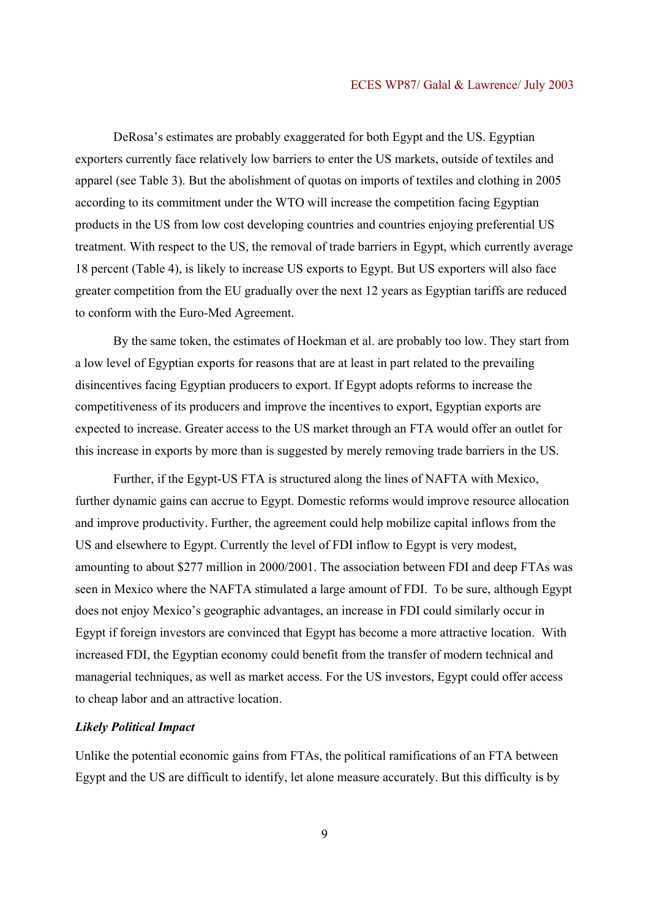DeRosa's estimates are probably exaggerated for both Egypt and the US. Egyptian exporters currently face relatively low barriers to enter the US markets, outside of textiles and apparel (see Table 3). But the abolishment of quotas on imports of textiles and clothing in 2005 according to its commitment under the WTO will increase the competition facing Egyptian products in the US from low cost developing countries and countries enjoying preferential US treatment. With respect to the US, the removal of trade barriers in Egypt, which currently average 18 percent (Table 4), is likely to increase US exports to Egypt. But US exporters will also face greater competition from the EU gradually over the next 12 years as Egyptian tariffs are reduced to conform with the Euro-Med Agreement.

By the same token, the estimates of Hoekman et al. are probably too low. They start from a low level of Egyptian exports for reasons that are at least in part related to the prevailing disincentives facing Egyptian producers to export. If Egypt adopts reforms to increase the competitiveness of its producers and improve the incentives to export, Egyptian exports are expected to increase. Greater access to the US market through an FTA would offer an outlet for this increase in exports by more than is suggested by merely removing trade barriers in the US.

Further, if the Egypt-US FTA is structured along the lines of NAFTA with Mexico, further dynamic gains can accrue to Egypt. Domestic reforms would improve resource allocation and improve productivity. Further, the agreement could help mobilize capital inflows from the US and elsewhere to Egypt. Currently the level of FDI inflow to Egypt is very modest, amounting to about $277 million in 2000/2001. The association between FDI and deep FTAs was seen in Mexico where the NAFTA stimulated a large amount of FDI. To be sure, although Egypt does not enjoy Mexico's geographic advantages, an increase in FDI could similarly occur in Egypt if foreign investors are convinced that Egypt has become a more attractive location. With increased FDI, the Egyptian economy could benefit from the transfer of modern technical and managerial techniques, as well as market access. For the US investors, Egypt could offer access to cheap labor and an attractive location.

***Likely Political Impact***

Unlike the potential economic gains from FTAs, the political ramifications of an FTA between Egypt and the US are difficult to identify, let alone measure accurately. But this difficulty is by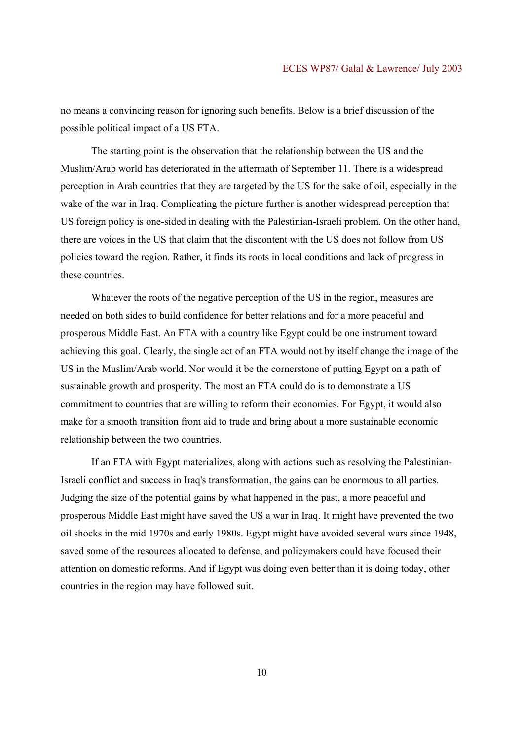no means a convincing reason for ignoring such benefits. Below is a brief discussion of the possible political impact of a US FTA.

The starting point is the observation that the relationship between the US and the Muslim/Arab world has deteriorated in the aftermath of September 11. There is a widespread perception in Arab countries that they are targeted by the US for the sake of oil, especially in the wake of the war in Iraq. Complicating the picture further is another widespread perception that US foreign policy is one-sided in dealing with the Palestinian-Israeli problem. On the other hand, there are voices in the US that claim that the discontent with the US does not follow from US policies toward the region. Rather, it finds its roots in local conditions and lack of progress in these countries.

Whatever the roots of the negative perception of the US in the region, measures are needed on both sides to build confidence for better relations and for a more peaceful and prosperous Middle East. An FTA with a country like Egypt could be one instrument toward achieving this goal. Clearly, the single act of an FTA would not by itself change the image of the US in the Muslim/Arab world. Nor would it be the cornerstone of putting Egypt on a path of sustainable growth and prosperity. The most an FTA could do is to demonstrate a US commitment to countries that are willing to reform their economies. For Egypt, it would also make for a smooth transition from aid to trade and bring about a more sustainable economic relationship between the two countries.

If an FTA with Egypt materializes, along with actions such as resolving the Palestinian-Israeli conflict and success in Iraq's transformation, the gains can be enormous to all parties. Judging the size of the potential gains by what happened in the past, a more peaceful and prosperous Middle East might have saved the US a war in Iraq. It might have prevented the two oil shocks in the mid 1970s and early 1980s. Egypt might have avoided several wars since 1948, saved some of the resources allocated to defense, and policymakers could have focused their attention on domestic reforms. And if Egypt was doing even better than it is doing today, other countries in the region may have followed suit.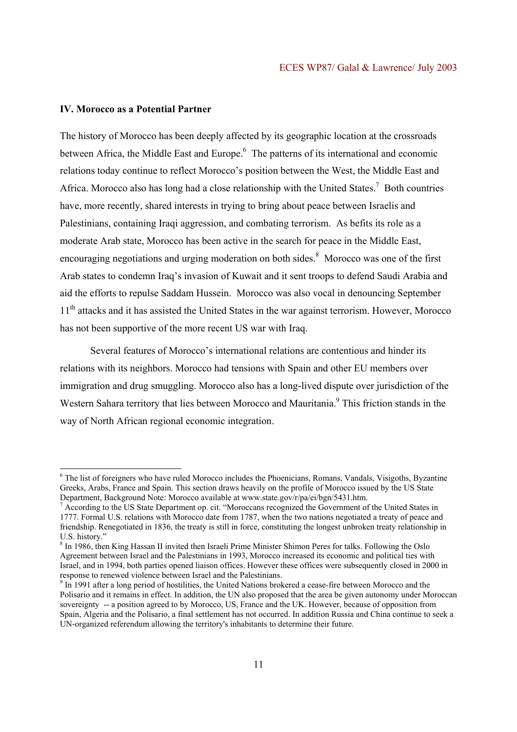## IV. Morocco as a Potential Partner

The history of Morocco has been deeply affected by its geographic location at the crossroads between Africa, the Middle East and Europe.[6] The patterns of its international and economic relations today continue to reflect Morocco's position between the West, the Middle East and Africa. Morocco also has long had a close relationship with the United States.[7] Both countries have, more recently, shared interests in trying to bring about peace between Israelis and Palestinians, containing Iraqi aggression, and combating terrorism. As befits its role as a moderate Arab state, Morocco has been active in the search for peace in the Middle East, encouraging negotiations and urging moderation on both sides.[8] Morocco was one of the first Arab states to condemn Iraq's invasion of Kuwait and it sent troops to defend Saudi Arabia and aid the efforts to repulse Saddam Hussein. Morocco was also vocal in denouncing September 11th attacks and it has assisted the United States in the war against terrorism. However, Morocco has not been supportive of the more recent US war with Iraq.

Several features of Morocco's international relations are contentious and hinder its relations with its neighbors. Morocco had tensions with Spain and other EU members over immigration and drug smuggling. Morocco also has a long-lived dispute over jurisdiction of the Western Sahara territory that lies between Morocco and Mauritania.[9] This friction stands in the way of North African regional economic integration.

---

[6] The list of foreigners who have ruled Morocco includes the Phoenicians, Romans, Vandals, Visigoths, Byzantine Greeks, Arabs, France and Spain. This section draws heavily on the profile of Morocco issued by the US State Department, Background Note: Morocco available at www.state.gov/r/pa/ei/bgn/5431.htm.

[7] According to the US State Department op. cit. "Moroccans recognized the Government of the United States in 1777. Formal U.S. relations with Morocco date from 1787, when the two nations negotiated a treaty of peace and friendship. Renegotiated in 1836, the treaty is still in force, constituting the longest unbroken treaty relationship in U.S. history."

[8] In 1986, then King Hassan II invited then Israeli Prime Minister Shimon Peres for talks. Following the Oslo Agreement between Israel and the Palestinians in 1993, Morocco increased its economic and political ties with Israel, and in 1994, both parties opened liaison offices. However these offices were subsequently closed in 2000 in response to renewed violence between Israel and the Palestinians.

[9] In 1991 after a long period of hostilities, the United Nations brokered a cease-fire between Morocco and the Polisario and it remains in effect. In addition, the UN also proposed that the area be given autonomy under Moroccan sovereignty -- a position agreed to by Morocco, US, France and the UK. However, because of opposition from Spain, Algeria and the Polisario, a final settlement has not occurred. In addition Russia and China continue to seek a UN-organized referendum allowing the territory's inhabitants to determine their future.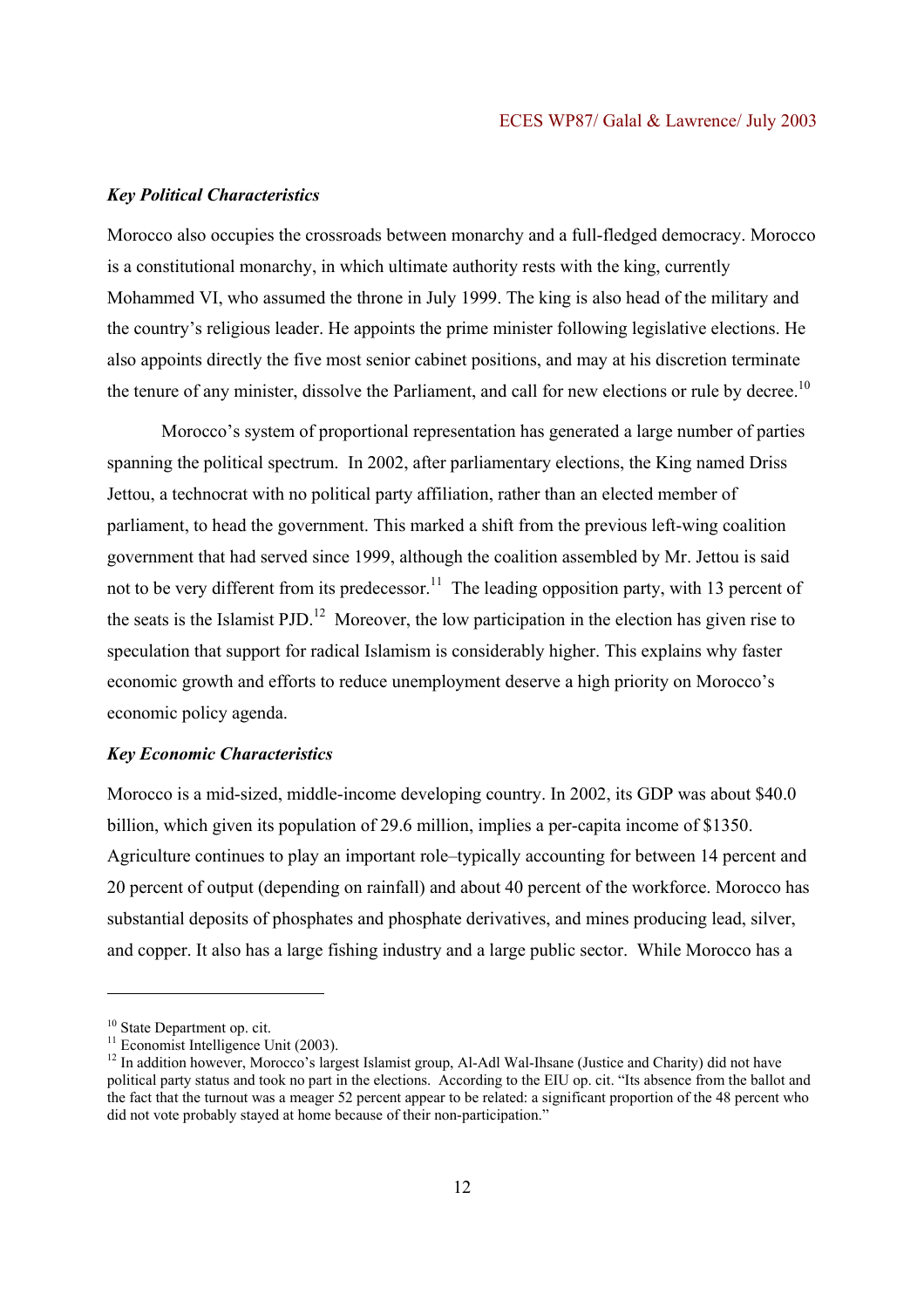### *Key Political Characteristics*

Morocco also occupies the crossroads between monarchy and a full-fledged democracy. Morocco is a constitutional monarchy, in which ultimate authority rests with the king, currently Mohammed VI, who assumed the throne in July 1999. The king is also head of the military and the country's religious leader. He appoints the prime minister following legislative elections. He also appoints directly the five most senior cabinet positions, and may at his discretion terminate the tenure of any minister, dissolve the Parliament, and call for new elections or rule by decree.[10]

Morocco's system of proportional representation has generated a large number of parties spanning the political spectrum. In 2002, after parliamentary elections, the King named Driss Jettou, a technocrat with no political party affiliation, rather than an elected member of parliament, to head the government. This marked a shift from the previous left-wing coalition government that had served since 1999, although the coalition assembled by Mr. Jettou is said not to be very different from its predecessor.[11] The leading opposition party, with 13 percent of the seats is the Islamist PJD.[12] Moreover, the low participation in the election has given rise to speculation that support for radical Islamism is considerably higher. This explains why faster economic growth and efforts to reduce unemployment deserve a high priority on Morocco's economic policy agenda.

### *Key Economic Characteristics*

Morocco is a mid-sized, middle-income developing country. In 2002, its GDP was about $40.0 billion, which given its population of 29.6 million, implies a per-capita income of $1350. Agriculture continues to play an important role–typically accounting for between 14 percent and 20 percent of output (depending on rainfall) and about 40 percent of the workforce. Morocco has substantial deposits of phosphates and phosphate derivatives, and mines producing lead, silver, and copper. It also has a large fishing industry and a large public sector. While Morocco has a

---

[10] State Department op. cit.

[11] Economist Intelligence Unit (2003).

[12] In addition however, Morocco's largest Islamist group, Al-Adl Wal-Ihsane (Justice and Charity) did not have political party status and took no part in the elections. According to the EIU op. cit. "Its absence from the ballot and the fact that the turnout was a meager 52 percent appear to be related: a significant proportion of the 48 percent who did not vote probably stayed at home because of their non-participation."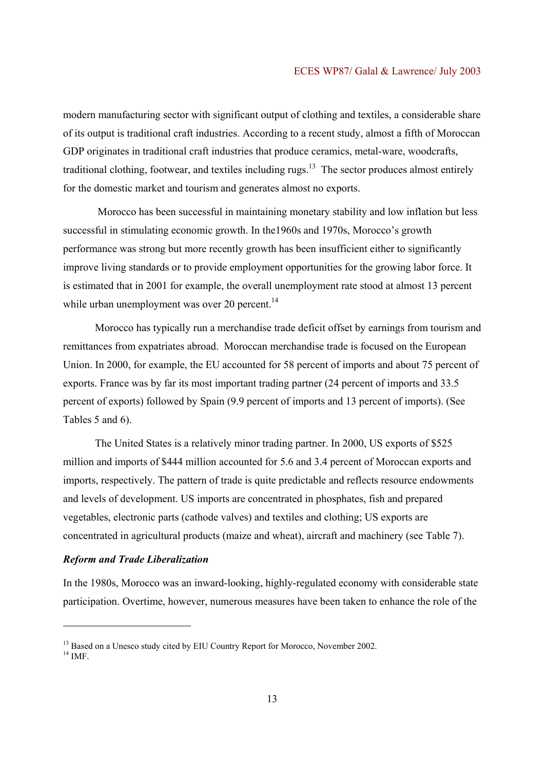modern manufacturing sector with significant output of clothing and textiles, a considerable share of its output is traditional craft industries. According to a recent study, almost a fifth of Moroccan GDP originates in traditional craft industries that produce ceramics, metal-ware, woodcrafts, traditional clothing, footwear, and textiles including rugs.[13] The sector produces almost entirely for the domestic market and tourism and generates almost no exports.

Morocco has been successful in maintaining monetary stability and low inflation but less successful in stimulating economic growth. In the1960s and 1970s, Morocco's growth performance was strong but more recently growth has been insufficient either to significantly improve living standards or to provide employment opportunities for the growing labor force. It is estimated that in 2001 for example, the overall unemployment rate stood at almost 13 percent while urban unemployment was over 20 percent.[14]

Morocco has typically run a merchandise trade deficit offset by earnings from tourism and remittances from expatriates abroad. Moroccan merchandise trade is focused on the European Union. In 2000, for example, the EU accounted for 58 percent of imports and about 75 percent of exports. France was by far its most important trading partner (24 percent of imports and 33.5 percent of exports) followed by Spain (9.9 percent of imports and 13 percent of imports). (See Tables 5 and 6).

The United States is a relatively minor trading partner. In 2000, US exports of $525 million and imports of $444 million accounted for 5.6 and 3.4 percent of Moroccan exports and imports, respectively. The pattern of trade is quite predictable and reflects resource endowments and levels of development. US imports are concentrated in phosphates, fish and prepared vegetables, electronic parts (cathode valves) and textiles and clothing; US exports are concentrated in agricultural products (maize and wheat), aircraft and machinery (see Table 7).

***Reform and Trade Liberalization***

In the 1980s, Morocco was an inward-looking, highly-regulated economy with considerable state participation. Overtime, however, numerous measures have been taken to enhance the role of the

---

[13] Based on a Unesco study cited by EIU Country Report for Morocco, November 2002.

[14] IMF.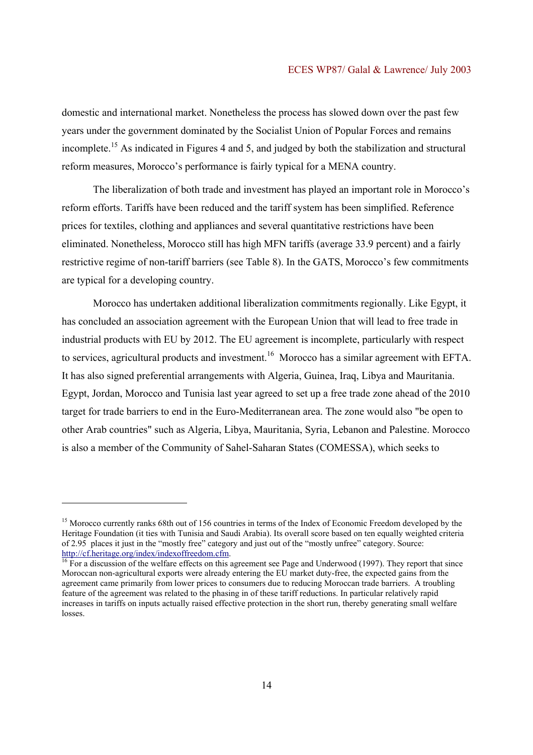domestic and international market. Nonetheless the process has slowed down over the past few years under the government dominated by the Socialist Union of Popular Forces and remains incomplete.[15] As indicated in Figures 4 and 5, and judged by both the stabilization and structural reform measures, Morocco's performance is fairly typical for a MENA country.

The liberalization of both trade and investment has played an important role in Morocco's reform efforts. Tariffs have been reduced and the tariff system has been simplified. Reference prices for textiles, clothing and appliances and several quantitative restrictions have been eliminated. Nonetheless, Morocco still has high MFN tariffs (average 33.9 percent) and a fairly restrictive regime of non-tariff barriers (see Table 8). In the GATS, Morocco's few commitments are typical for a developing country.

Morocco has undertaken additional liberalization commitments regionally. Like Egypt, it has concluded an association agreement with the European Union that will lead to free trade in industrial products with EU by 2012. The EU agreement is incomplete, particularly with respect to services, agricultural products and investment.[16] Morocco has a similar agreement with EFTA. It has also signed preferential arrangements with Algeria, Guinea, Iraq, Libya and Mauritania. Egypt, Jordan, Morocco and Tunisia last year agreed to set up a free trade zone ahead of the 2010 target for trade barriers to end in the Euro-Mediterranean area. The zone would also "be open to other Arab countries" such as Algeria, Libya, Mauritania, Syria, Lebanon and Palestine. Morocco is also a member of the Community of Sahel-Saharan States (COMESSA), which seeks to

---

[15] Morocco currently ranks 68th out of 156 countries in terms of the Index of Economic Freedom developed by the Heritage Foundation (it ties with Tunisia and Saudi Arabia). Its overall score based on ten equally weighted criteria of 2.95 places it just in the "mostly free" category and just out of the "mostly unfree" category. Source: http://cf.heritage.org/index/indexoffreedom.cfm.

[16] For a discussion of the welfare effects on this agreement see Page and Underwood (1997). They report that since Moroccan non-agricultural exports were already entering the EU market duty-free, the expected gains from the agreement came primarily from lower prices to consumers due to reducing Moroccan trade barriers. A troubling feature of the agreement was related to the phasing in of these tariff reductions. In particular relatively rapid increases in tariffs on inputs actually raised effective protection in the short run, thereby generating small welfare losses.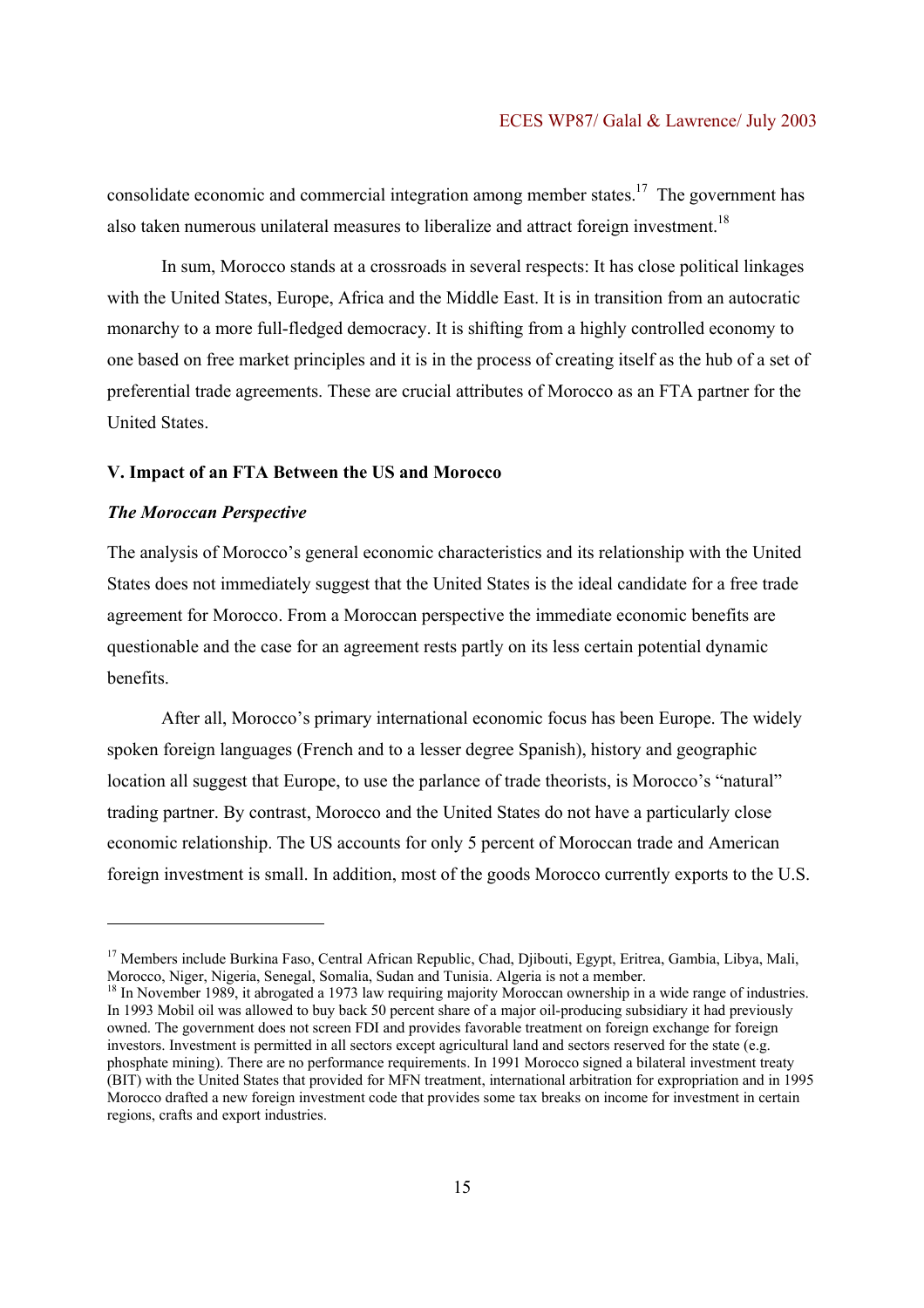consolidate economic and commercial integration among member states.[17] The government has also taken numerous unilateral measures to liberalize and attract foreign investment.[18]

In sum, Morocco stands at a crossroads in several respects: It has close political linkages with the United States, Europe, Africa and the Middle East. It is in transition from an autocratic monarchy to a more full-fledged democracy. It is shifting from a highly controlled economy to one based on free market principles and it is in the process of creating itself as the hub of a set of preferential trade agreements. These are crucial attributes of Morocco as an FTA partner for the United States.

## V. Impact of an FTA Between the US and Morocco

### *The Moroccan Perspective*

The analysis of Morocco's general economic characteristics and its relationship with the United States does not immediately suggest that the United States is the ideal candidate for a free trade agreement for Morocco. From a Moroccan perspective the immediate economic benefits are questionable and the case for an agreement rests partly on its less certain potential dynamic benefits.

After all, Morocco's primary international economic focus has been Europe. The widely spoken foreign languages (French and to a lesser degree Spanish), history and geographic location all suggest that Europe, to use the parlance of trade theorists, is Morocco's "natural" trading partner. By contrast, Morocco and the United States do not have a particularly close economic relationship. The US accounts for only 5 percent of Moroccan trade and American foreign investment is small. In addition, most of the goods Morocco currently exports to the U.S.

---

[17] Members include Burkina Faso, Central African Republic, Chad, Djibouti, Egypt, Eritrea, Gambia, Libya, Mali, Morocco, Niger, Nigeria, Senegal, Somalia, Sudan and Tunisia. Algeria is not a member.

[18] In November 1989, it abrogated a 1973 law requiring majority Moroccan ownership in a wide range of industries. In 1993 Mobil oil was allowed to buy back 50 percent share of a major oil-producing subsidiary it had previously owned. The government does not screen FDI and provides favorable treatment on foreign exchange for foreign investors. Investment is permitted in all sectors except agricultural land and sectors reserved for the state (e.g. phosphate mining). There are no performance requirements. In 1991 Morocco signed a bilateral investment treaty (BIT) with the United States that provided for MFN treatment, international arbitration for expropriation and in 1995 Morocco drafted a new foreign investment code that provides some tax breaks on income for investment in certain regions, crafts and export industries.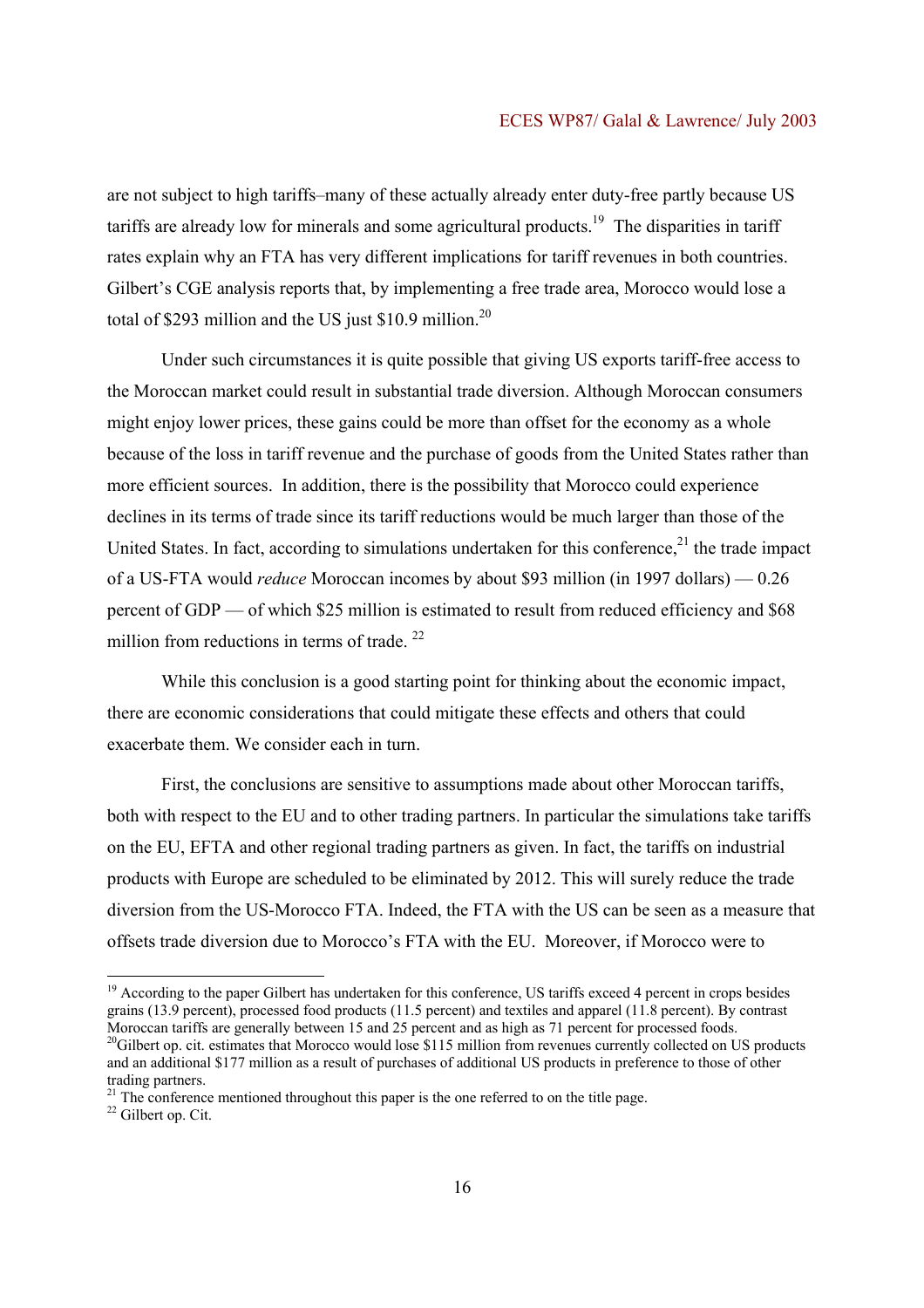are not subject to high tariffs–many of these actually already enter duty-free partly because US tariffs are already low for minerals and some agricultural products.[19] The disparities in tariff rates explain why an FTA has very different implications for tariff revenues in both countries. Gilbert's CGE analysis reports that, by implementing a free trade area, Morocco would lose a total of $293 million and the US just $10.9 million.[20]

Under such circumstances it is quite possible that giving US exports tariff-free access to the Moroccan market could result in substantial trade diversion. Although Moroccan consumers might enjoy lower prices, these gains could be more than offset for the economy as a whole because of the loss in tariff revenue and the purchase of goods from the United States rather than more efficient sources. In addition, there is the possibility that Morocco could experience declines in its terms of trade since its tariff reductions would be much larger than those of the United States. In fact, according to simulations undertaken for this conference,[21] the trade impact of a US-FTA would *reduce* Moroccan incomes by about $93 million (in 1997 dollars) — 0.26 percent of GDP — of which $25 million is estimated to result from reduced efficiency and $68 million from reductions in terms of trade. [22]

While this conclusion is a good starting point for thinking about the economic impact, there are economic considerations that could mitigate these effects and others that could exacerbate them. We consider each in turn.

First, the conclusions are sensitive to assumptions made about other Moroccan tariffs, both with respect to the EU and to other trading partners. In particular the simulations take tariffs on the EU, EFTA and other regional trading partners as given. In fact, the tariffs on industrial products with Europe are scheduled to be eliminated by 2012. This will surely reduce the trade diversion from the US-Morocco FTA. Indeed, the FTA with the US can be seen as a measure that offsets trade diversion due to Morocco's FTA with the EU. Moreover, if Morocco were to

---

[19] According to the paper Gilbert has undertaken for this conference, US tariffs exceed 4 percent in crops besides grains (13.9 percent), processed food products (11.5 percent) and textiles and apparel (11.8 percent). By contrast Moroccan tariffs are generally between 15 and 25 percent and as high as 71 percent for processed foods.

[20] Gilbert op. cit. estimates that Morocco would lose $115 million from revenues currently collected on US products and an additional $177 million as a result of purchases of additional US products in preference to those of other trading partners.

[21] The conference mentioned throughout this paper is the one referred to on the title page.

[22] Gilbert op. Cit.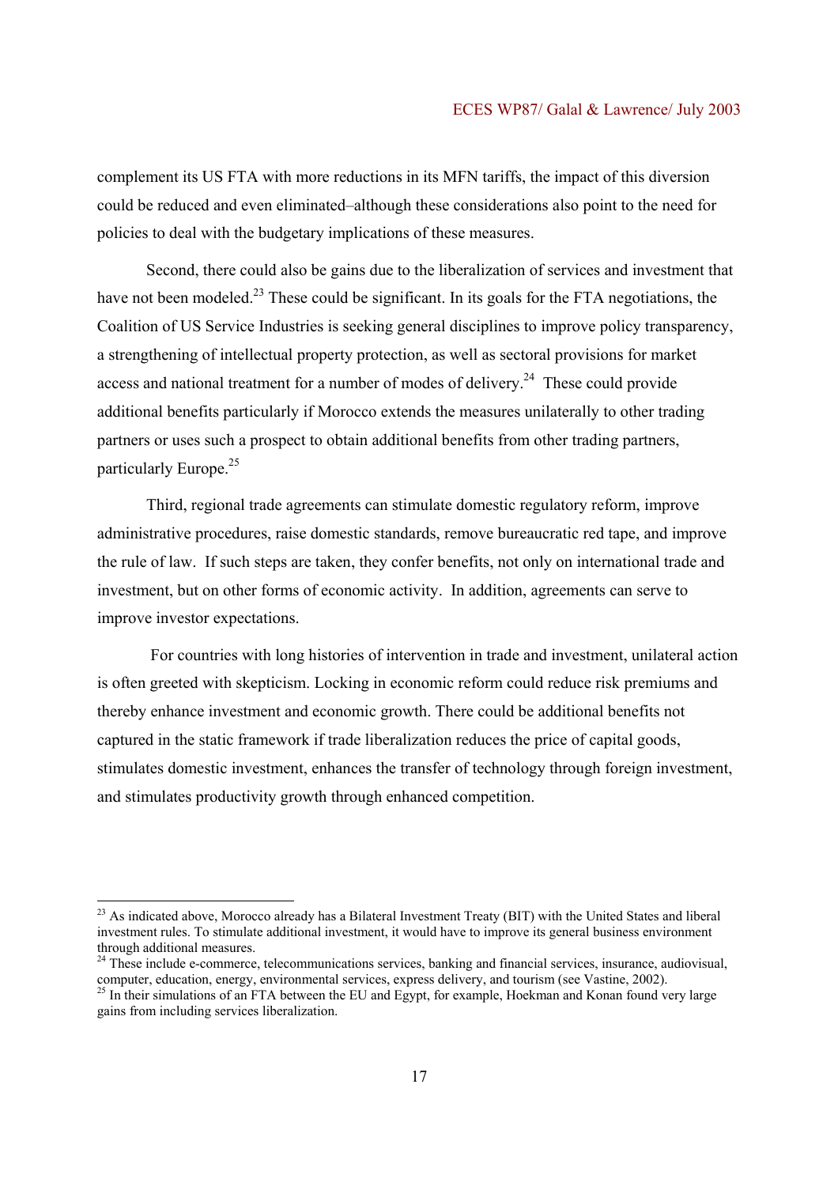complement its US FTA with more reductions in its MFN tariffs, the impact of this diversion could be reduced and even eliminated–although these considerations also point to the need for policies to deal with the budgetary implications of these measures.

Second, there could also be gains due to the liberalization of services and investment that have not been modeled.[23] These could be significant. In its goals for the FTA negotiations, the Coalition of US Service Industries is seeking general disciplines to improve policy transparency, a strengthening of intellectual property protection, as well as sectoral provisions for market access and national treatment for a number of modes of delivery.[24] These could provide additional benefits particularly if Morocco extends the measures unilaterally to other trading partners or uses such a prospect to obtain additional benefits from other trading partners, particularly Europe.[25]

Third, regional trade agreements can stimulate domestic regulatory reform, improve administrative procedures, raise domestic standards, remove bureaucratic red tape, and improve the rule of law. If such steps are taken, they confer benefits, not only on international trade and investment, but on other forms of economic activity. In addition, agreements can serve to improve investor expectations.

For countries with long histories of intervention in trade and investment, unilateral action is often greeted with skepticism. Locking in economic reform could reduce risk premiums and thereby enhance investment and economic growth. There could be additional benefits not captured in the static framework if trade liberalization reduces the price of capital goods, stimulates domestic investment, enhances the transfer of technology through foreign investment, and stimulates productivity growth through enhanced competition.

---

[23] As indicated above, Morocco already has a Bilateral Investment Treaty (BIT) with the United States and liberal investment rules. To stimulate additional investment, it would have to improve its general business environment through additional measures.

[24] These include e-commerce, telecommunications services, banking and financial services, insurance, audiovisual, computer, education, energy, environmental services, express delivery, and tourism (see Vastine, 2002).

[25] In their simulations of an FTA between the EU and Egypt, for example, Hoekman and Konan found very large gains from including services liberalization.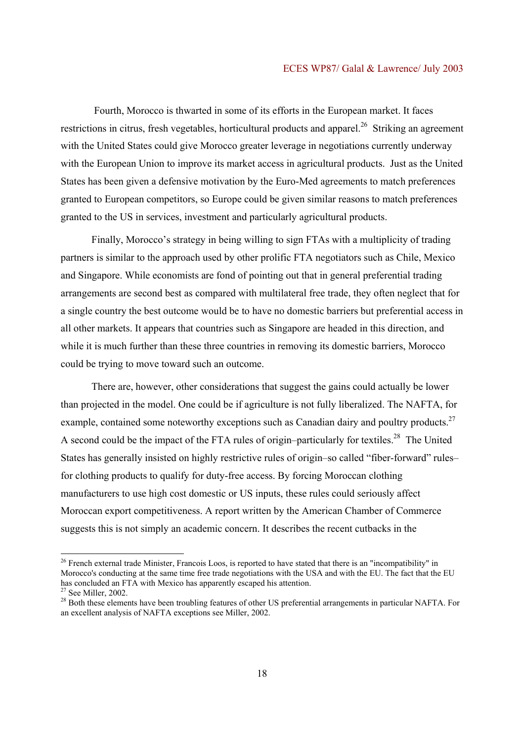Fourth, Morocco is thwarted in some of its efforts in the European market. It faces restrictions in citrus, fresh vegetables, horticultural products and apparel.[26] Striking an agreement with the United States could give Morocco greater leverage in negotiations currently underway with the European Union to improve its market access in agricultural products. Just as the United States has been given a defensive motivation by the Euro-Med agreements to match preferences granted to European competitors, so Europe could be given similar reasons to match preferences granted to the US in services, investment and particularly agricultural products.

Finally, Morocco's strategy in being willing to sign FTAs with a multiplicity of trading partners is similar to the approach used by other prolific FTA negotiators such as Chile, Mexico and Singapore. While economists are fond of pointing out that in general preferential trading arrangements are second best as compared with multilateral free trade, they often neglect that for a single country the best outcome would be to have no domestic barriers but preferential access in all other markets. It appears that countries such as Singapore are headed in this direction, and while it is much further than these three countries in removing its domestic barriers, Morocco could be trying to move toward such an outcome.

There are, however, other considerations that suggest the gains could actually be lower than projected in the model. One could be if agriculture is not fully liberalized. The NAFTA, for example, contained some noteworthy exceptions such as Canadian dairy and poultry products.[27] A second could be the impact of the FTA rules of origin–particularly for textiles.[28] The United States has generally insisted on highly restrictive rules of origin–so called "fiber-forward" rules–for clothing products to qualify for duty-free access. By forcing Moroccan clothing manufacturers to use high cost domestic or US inputs, these rules could seriously affect Moroccan export competitiveness. A report written by the American Chamber of Commerce suggests this is not simply an academic concern. It describes the recent cutbacks in the

---

[26] French external trade Minister, Francois Loos, is reported to have stated that there is an "incompatibility" in Morocco's conducting at the same time free trade negotiations with the USA and with the EU. The fact that the EU has concluded an FTA with Mexico has apparently escaped his attention.

[27] See Miller, 2002.

[28] Both these elements have been troubling features of other US preferential arrangements in particular NAFTA. For an excellent analysis of NAFTA exceptions see Miller, 2002.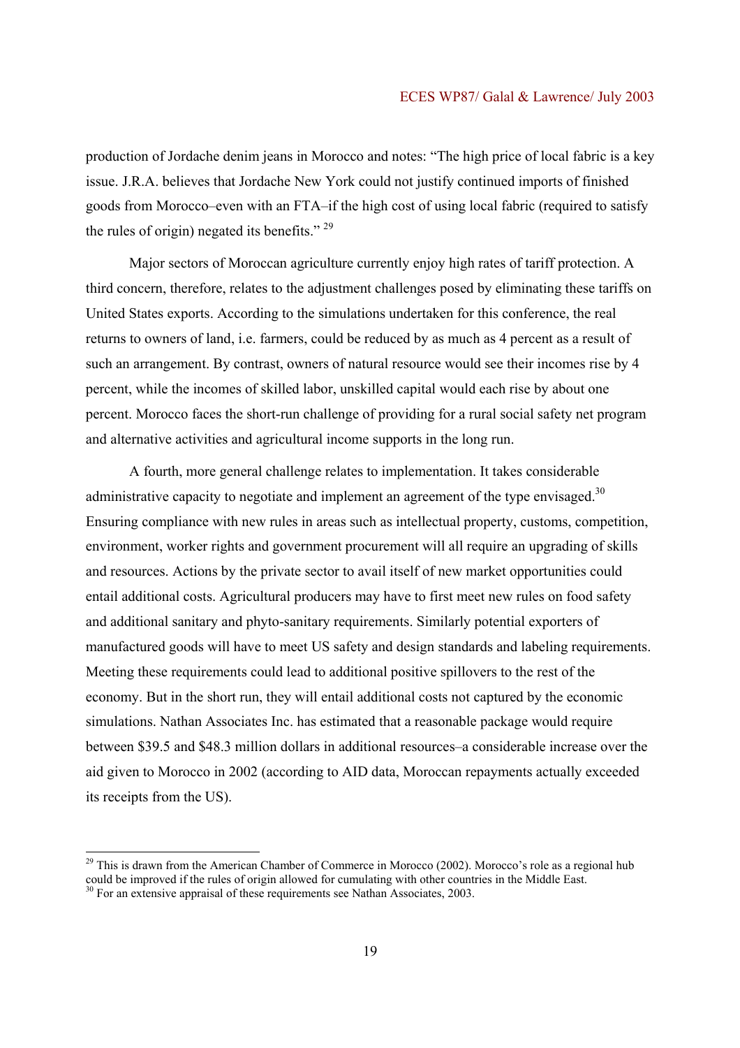production of Jordache denim jeans in Morocco and notes: “The high price of local fabric is a key issue. J.R.A. believes that Jordache New York could not justify continued imports of finished goods from Morocco–even with an FTA–if the high cost of using local fabric (required to satisfy the rules of origin) negated its benefits.” [29]

Major sectors of Moroccan agriculture currently enjoy high rates of tariff protection. A third concern, therefore, relates to the adjustment challenges posed by eliminating these tariffs on United States exports. According to the simulations undertaken for this conference, the real returns to owners of land, i.e. farmers, could be reduced by as much as 4 percent as a result of such an arrangement. By contrast, owners of natural resource would see their incomes rise by 4 percent, while the incomes of skilled labor, unskilled capital would each rise by about one percent. Morocco faces the short-run challenge of providing for a rural social safety net program and alternative activities and agricultural income supports in the long run.

A fourth, more general challenge relates to implementation. It takes considerable administrative capacity to negotiate and implement an agreement of the type envisaged.[30] Ensuring compliance with new rules in areas such as intellectual property, customs, competition, environment, worker rights and government procurement will all require an upgrading of skills and resources. Actions by the private sector to avail itself of new market opportunities could entail additional costs. Agricultural producers may have to first meet new rules on food safety and additional sanitary and phyto-sanitary requirements. Similarly potential exporters of manufactured goods will have to meet US safety and design standards and labeling requirements. Meeting these requirements could lead to additional positive spillovers to the rest of the economy. But in the short run, they will entail additional costs not captured by the economic simulations. Nathan Associates Inc. has estimated that a reasonable package would require between \$39.5 and \$48.3 million dollars in additional resources–a considerable increase over the aid given to Morocco in 2002 (according to AID data, Moroccan repayments actually exceeded its receipts from the US).

---

[29] This is drawn from the American Chamber of Commerce in Morocco (2002). Morocco’s role as a regional hub could be improved if the rules of origin allowed for cumulating with other countries in the Middle East.

[30] For an extensive appraisal of these requirements see Nathan Associates, 2003.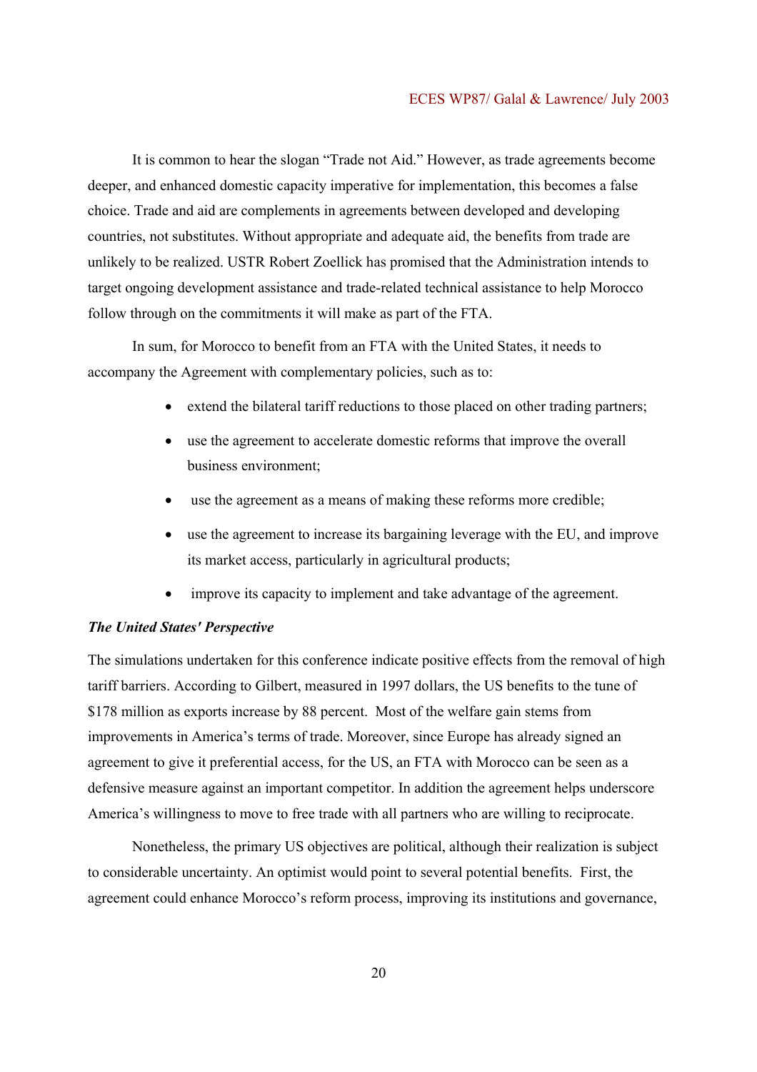It is common to hear the slogan "Trade not Aid." However, as trade agreements become deeper, and enhanced domestic capacity imperative for implementation, this becomes a false choice. Trade and aid are complements in agreements between developed and developing countries, not substitutes. Without appropriate and adequate aid, the benefits from trade are unlikely to be realized. USTR Robert Zoellick has promised that the Administration intends to target ongoing development assistance and trade-related technical assistance to help Morocco follow through on the commitments it will make as part of the FTA.

In sum, for Morocco to benefit from an FTA with the United States, it needs to accompany the Agreement with complementary policies, such as to:

- extend the bilateral tariff reductions to those placed on other trading partners;
- use the agreement to accelerate domestic reforms that improve the overall business environment;
- use the agreement as a means of making these reforms more credible;
- use the agreement to increase its bargaining leverage with the EU, and improve its market access, particularly in agricultural products;
- improve its capacity to implement and take advantage of the agreement.

***The United States' Perspective***

The simulations undertaken for this conference indicate positive effects from the removal of high tariff barriers. According to Gilbert, measured in 1997 dollars, the US benefits to the tune of $178 million as exports increase by 88 percent. Most of the welfare gain stems from improvements in America's terms of trade. Moreover, since Europe has already signed an agreement to give it preferential access, for the US, an FTA with Morocco can be seen as a defensive measure against an important competitor. In addition the agreement helps underscore America's willingness to move to free trade with all partners who are willing to reciprocate.

Nonetheless, the primary US objectives are political, although their realization is subject to considerable uncertainty. An optimist would point to several potential benefits. First, the agreement could enhance Morocco's reform process, improving its institutions and governance,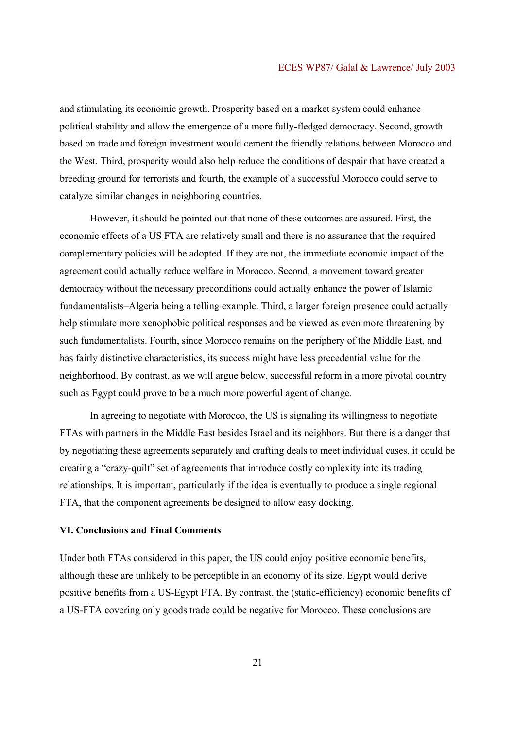and stimulating its economic growth. Prosperity based on a market system could enhance political stability and allow the emergence of a more fully-fledged democracy. Second, growth based on trade and foreign investment would cement the friendly relations between Morocco and the West. Third, prosperity would also help reduce the conditions of despair that have created a breeding ground for terrorists and fourth, the example of a successful Morocco could serve to catalyze similar changes in neighboring countries.

However, it should be pointed out that none of these outcomes are assured. First, the economic effects of a US FTA are relatively small and there is no assurance that the required complementary policies will be adopted. If they are not, the immediate economic impact of the agreement could actually reduce welfare in Morocco. Second, a movement toward greater democracy without the necessary preconditions could actually enhance the power of Islamic fundamentalists–Algeria being a telling example. Third, a larger foreign presence could actually help stimulate more xenophobic political responses and be viewed as even more threatening by such fundamentalists. Fourth, since Morocco remains on the periphery of the Middle East, and has fairly distinctive characteristics, its success might have less precedential value for the neighborhood. By contrast, as we will argue below, successful reform in a more pivotal country such as Egypt could prove to be a much more powerful agent of change.

In agreeing to negotiate with Morocco, the US is signaling its willingness to negotiate FTAs with partners in the Middle East besides Israel and its neighbors. But there is a danger that by negotiating these agreements separately and crafting deals to meet individual cases, it could be creating a "crazy-quilt" set of agreements that introduce costly complexity into its trading relationships. It is important, particularly if the idea is eventually to produce a single regional FTA, that the component agreements be designed to allow easy docking.

## VI. Conclusions and Final Comments

Under both FTAs considered in this paper, the US could enjoy positive economic benefits, although these are unlikely to be perceptible in an economy of its size. Egypt would derive positive benefits from a US-Egypt FTA. By contrast, the (static-efficiency) economic benefits of a US-FTA covering only goods trade could be negative for Morocco. These conclusions are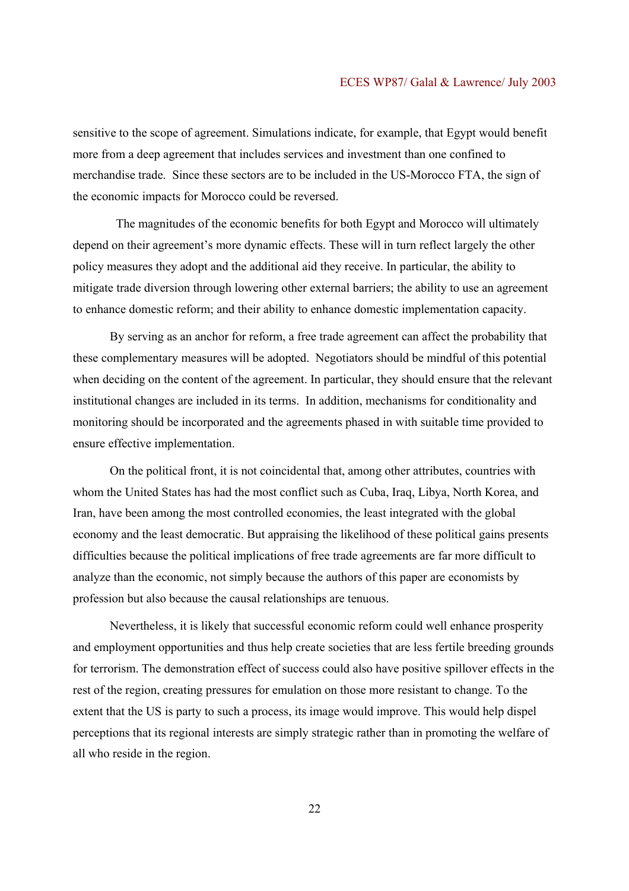sensitive to the scope of agreement. Simulations indicate, for example, that Egypt would benefit more from a deep agreement that includes services and investment than one confined to merchandise trade. Since these sectors are to be included in the US-Morocco FTA, the sign of the economic impacts for Morocco could be reversed.

The magnitudes of the economic benefits for both Egypt and Morocco will ultimately depend on their agreement's more dynamic effects. These will in turn reflect largely the other policy measures they adopt and the additional aid they receive. In particular, the ability to mitigate trade diversion through lowering other external barriers; the ability to use an agreement to enhance domestic reform; and their ability to enhance domestic implementation capacity.

By serving as an anchor for reform, a free trade agreement can affect the probability that these complementary measures will be adopted. Negotiators should be mindful of this potential when deciding on the content of the agreement. In particular, they should ensure that the relevant institutional changes are included in its terms. In addition, mechanisms for conditionality and monitoring should be incorporated and the agreements phased in with suitable time provided to ensure effective implementation.

On the political front, it is not coincidental that, among other attributes, countries with whom the United States has had the most conflict such as Cuba, Iraq, Libya, North Korea, and Iran, have been among the most controlled economies, the least integrated with the global economy and the least democratic. But appraising the likelihood of these political gains presents difficulties because the political implications of free trade agreements are far more difficult to analyze than the economic, not simply because the authors of this paper are economists by profession but also because the causal relationships are tenuous.

Nevertheless, it is likely that successful economic reform could well enhance prosperity and employment opportunities and thus help create societies that are less fertile breeding grounds for terrorism. The demonstration effect of success could also have positive spillover effects in the rest of the region, creating pressures for emulation on those more resistant to change. To the extent that the US is party to such a process, its image would improve. This would help dispel perceptions that its regional interests are simply strategic rather than in promoting the welfare of all who reside in the region.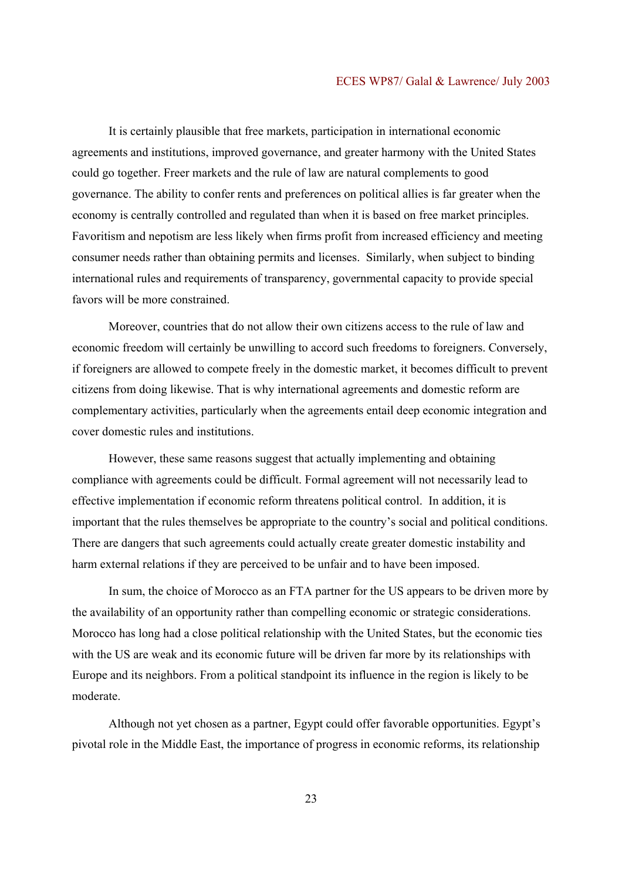It is certainly plausible that free markets, participation in international economic agreements and institutions, improved governance, and greater harmony with the United States could go together. Freer markets and the rule of law are natural complements to good governance. The ability to confer rents and preferences on political allies is far greater when the economy is centrally controlled and regulated than when it is based on free market principles. Favoritism and nepotism are less likely when firms profit from increased efficiency and meeting consumer needs rather than obtaining permits and licenses. Similarly, when subject to binding international rules and requirements of transparency, governmental capacity to provide special favors will be more constrained.

Moreover, countries that do not allow their own citizens access to the rule of law and economic freedom will certainly be unwilling to accord such freedoms to foreigners. Conversely, if foreigners are allowed to compete freely in the domestic market, it becomes difficult to prevent citizens from doing likewise. That is why international agreements and domestic reform are complementary activities, particularly when the agreements entail deep economic integration and cover domestic rules and institutions.

However, these same reasons suggest that actually implementing and obtaining compliance with agreements could be difficult. Formal agreement will not necessarily lead to effective implementation if economic reform threatens political control. In addition, it is important that the rules themselves be appropriate to the country's social and political conditions. There are dangers that such agreements could actually create greater domestic instability and harm external relations if they are perceived to be unfair and to have been imposed.

In sum, the choice of Morocco as an FTA partner for the US appears to be driven more by the availability of an opportunity rather than compelling economic or strategic considerations. Morocco has long had a close political relationship with the United States, but the economic ties with the US are weak and its economic future will be driven far more by its relationships with Europe and its neighbors. From a political standpoint its influence in the region is likely to be moderate.

Although not yet chosen as a partner, Egypt could offer favorable opportunities. Egypt's pivotal role in the Middle East, the importance of progress in economic reforms, its relationship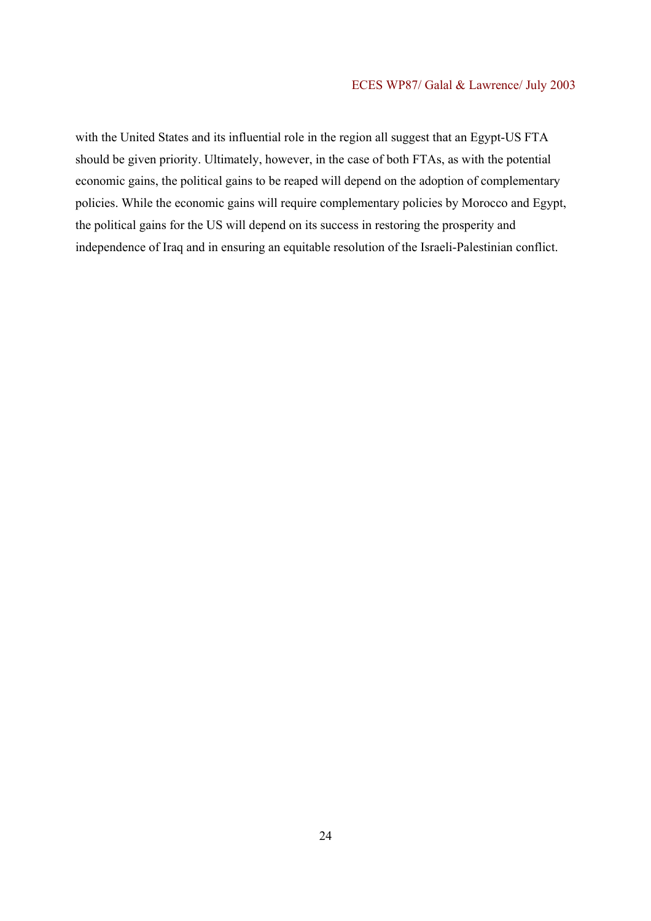with the United States and its influential role in the region all suggest that an Egypt-US FTA should be given priority. Ultimately, however, in the case of both FTAs, as with the potential economic gains, the political gains to be reaped will depend on the adoption of complementary policies. While the economic gains will require complementary policies by Morocco and Egypt, the political gains for the US will depend on its success in restoring the prosperity and independence of Iraq and in ensuring an equitable resolution of the Israeli-Palestinian conflict.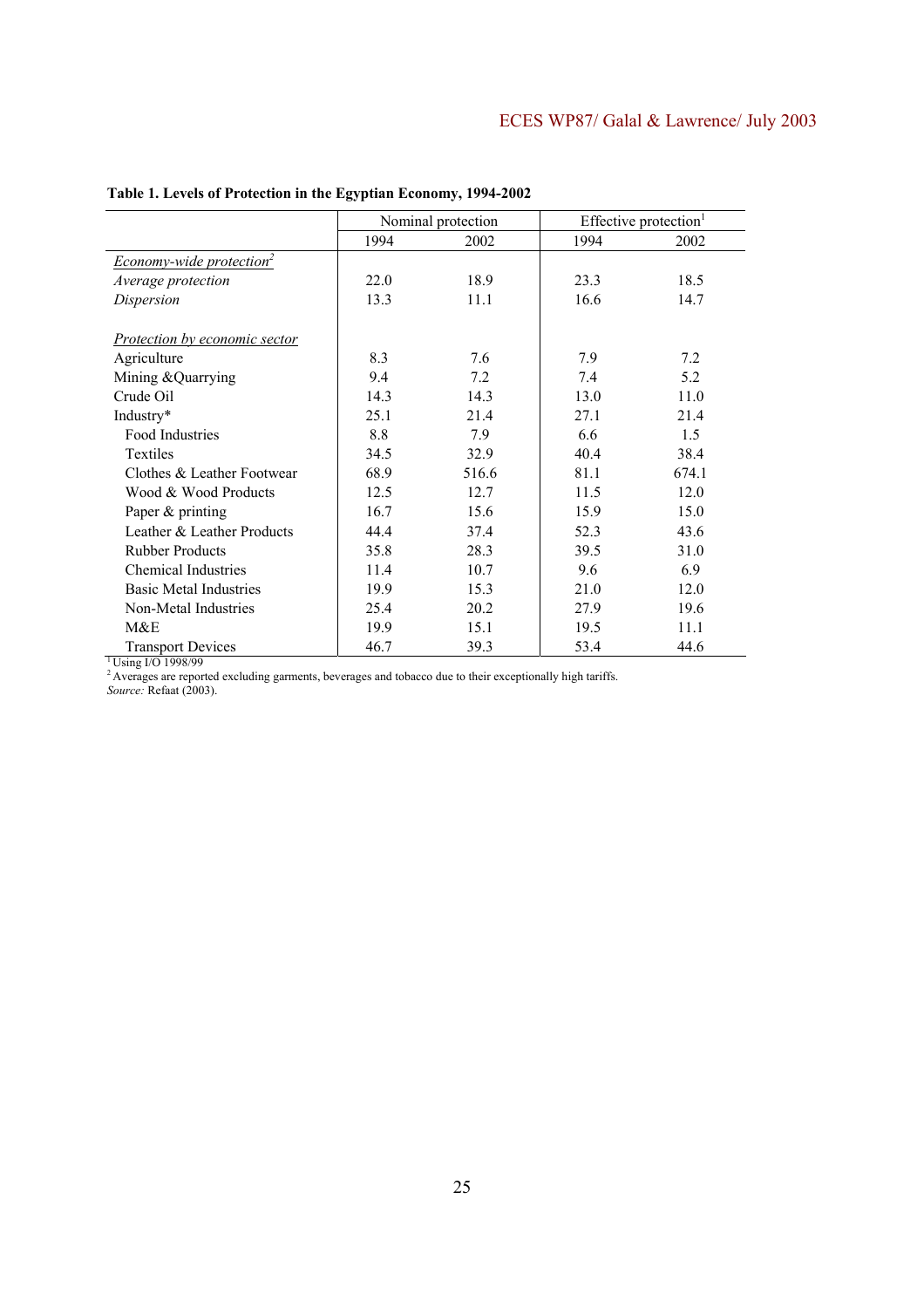**Table 1. Levels of Protection in the Egyptian Economy, 1994-2002**

| | Nominal protection | | Effective protection[1] | |
|---|---|---|---|---|
| | 1994 | 2002 | 1994 | 2002 |
| *Economy-wide protection*[2] | | | | |
| *Average protection* | 22.0 | 18.9 | 23.3 | 18.5 |
| *Dispersion* | 13.3 | 11.1 | 16.6 | 14.7 |
| | | | | |
| *Protection by economic sector* | | | | |
| Agriculture | 8.3 | 7.6 | 7.9 | 7.2 |
| Mining &Quarrying | 9.4 | 7.2 | 7.4 | 5.2 |
| Crude Oil | 14.3 | 14.3 | 13.0 | 11.0 |
| Industry* | 25.1 | 21.4 | 27.1 | 21.4 |
| Food Industries | 8.8 | 7.9 | 6.6 | 1.5 |
| Textiles | 34.5 | 32.9 | 40.4 | 38.4 |
| Clothes & Leather Footwear | 68.9 | 516.6 | 81.1 | 674.1 |
| Wood & Wood Products | 12.5 | 12.7 | 11.5 | 12.0 |
| Paper & printing | 16.7 | 15.6 | 15.9 | 15.0 |
| Leather & Leather Products | 44.4 | 37.4 | 52.3 | 43.6 |
| Rubber Products | 35.8 | 28.3 | 39.5 | 31.0 |
| Chemical Industries | 11.4 | 10.7 | 9.6 | 6.9 |
| Basic Metal Industries | 19.9 | 15.3 | 21.0 | 12.0 |
| Non-Metal Industries | 25.4 | 20.2 | 27.9 | 19.6 |
| M&E | 19.9 | 15.1 | 19.5 | 11.1 |
| Transport Devices | 46.7 | 39.3 | 53.4 | 44.6 |

[1] Using I/O 1998/99

[2] Averages are reported excluding garments, beverages and tobacco due to their exceptionally high tariffs.

*Source:* Refaat (2003).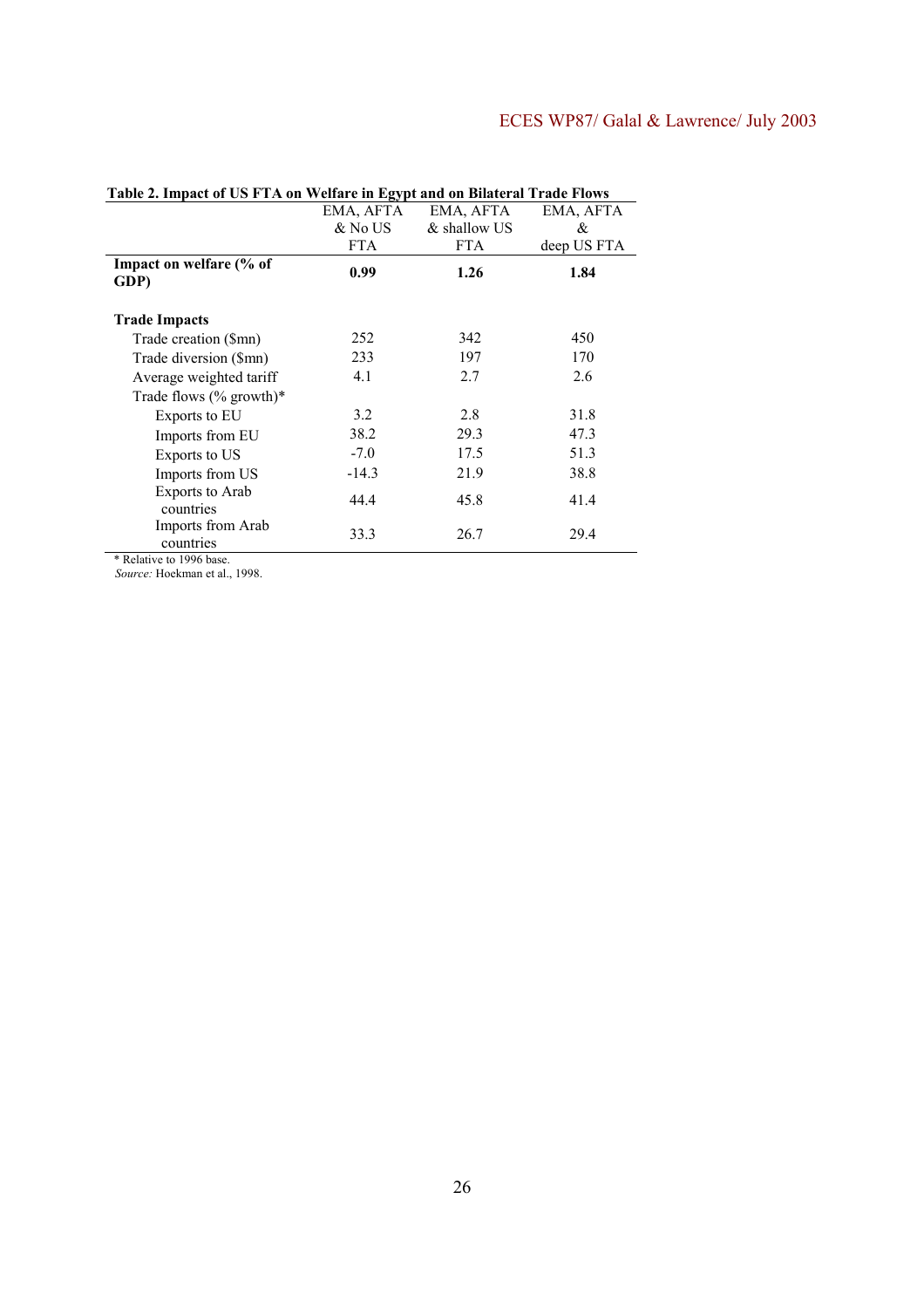**Table 2. Impact of US FTA on Welfare in Egypt and on Bilateral Trade Flows**

| | EMA, AFTA & No US FTA | EMA, AFTA & shallow US FTA | EMA, AFTA & deep US FTA |
|---|---|---|---|
| **Impact on welfare (% of GDP)** | **0.99** | **1.26** | **1.84** |
| **Trade Impacts** | | | |
| Trade creation ($mn) | 252 | 342 | 450 |
| Trade diversion ($mn) | 233 | 197 | 170 |
| Average weighted tariff | 4.1 | 2.7 | 2.6 |
| Trade flows (% growth)* | | | |
| Exports to EU | 3.2 | 2.8 | 31.8 |
| Imports from EU | 38.2 | 29.3 | 47.3 |
| Exports to US | -7.0 | 17.5 | 51.3 |
| Imports from US | -14.3 | 21.9 | 38.8 |
| Exports to Arab countries | 44.4 | 45.8 | 41.4 |
| Imports from Arab countries | 33.3 | 26.7 | 29.4 |

\* Relative to 1996 base.
*Source:* Hoekman et al., 1998.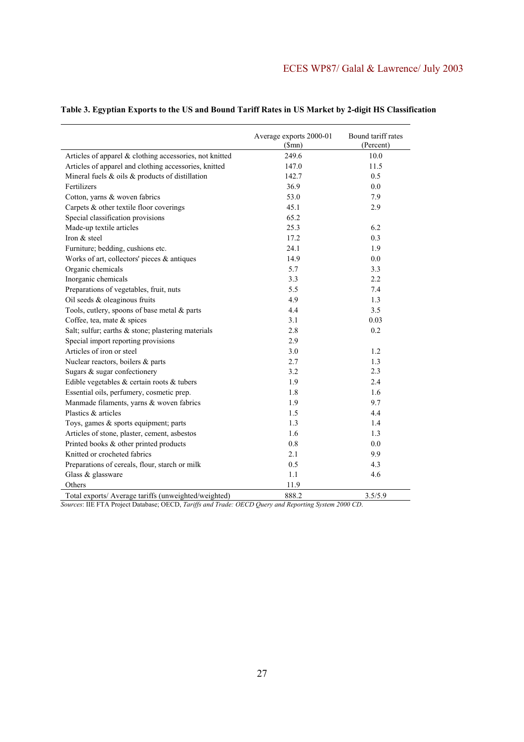**Table 3. Egyptian Exports to the US and Bound Tariff Rates in US Market by 2-digit HS Classification**

| | Average exports 2000-01 ($mn) | Bound tariff rates (Percent) |
|---|---|---|
| Articles of apparel & clothing accessories, not knitted | 249.6 | 10.0 |
| Articles of apparel and clothing accessories, knitted | 147.0 | 11.5 |
| Mineral fuels & oils & products of distillation | 142.7 | 0.5 |
| Fertilizers | 36.9 | 0.0 |
| Cotton, yarns & woven fabrics | 53.0 | 7.9 |
| Carpets & other textile floor coverings | 45.1 | 2.9 |
| Special classification provisions | 65.2 | |
| Made-up textile articles | 25.3 | 6.2 |
| Iron & steel | 17.2 | 0.3 |
| Furniture; bedding, cushions etc. | 24.1 | 1.9 |
| Works of art, collectors' pieces & antiques | 14.9 | 0.0 |
| Organic chemicals | 5.7 | 3.3 |
| Inorganic chemicals | 3.3 | 2.2 |
| Preparations of vegetables, fruit, nuts | 5.5 | 7.4 |
| Oil seeds & oleaginous fruits | 4.9 | 1.3 |
| Tools, cutlery, spoons of base metal & parts | 4.4 | 3.5 |
| Coffee, tea, mate & spices | 3.1 | 0.03 |
| Salt; sulfur; earths & stone; plastering materials | 2.8 | 0.2 |
| Special import reporting provisions | 2.9 | |
| Articles of iron or steel | 3.0 | 1.2 |
| Nuclear reactors, boilers & parts | 2.7 | 1.3 |
| Sugars & sugar confectionery | 3.2 | 2.3 |
| Edible vegetables & certain roots & tubers | 1.9 | 2.4 |
| Essential oils, perfumery, cosmetic prep. | 1.8 | 1.6 |
| Manmade filaments, yarns & woven fabrics | 1.9 | 9.7 |
| Plastics & articles | 1.5 | 4.4 |
| Toys, games & sports equipment; parts | 1.3 | 1.4 |
| Articles of stone, plaster, cement, asbestos | 1.6 | 1.3 |
| Printed books & other printed products | 0.8 | 0.0 |
| Knitted or crocheted fabrics | 2.1 | 9.9 |
| Preparations of cereals, flour, starch or milk | 0.5 | 4.3 |
| Glass & glassware | 1.1 | 4.6 |
| Others | 11.9 | |
| Total exports/ Average tariffs (unweighted/weighted) | 888.2 | 3.5/5.9 |

*Sources*: IIE FTA Project Database; OECD, *Tariffs and Trade: OECD Query and Reporting System 2000 CD*.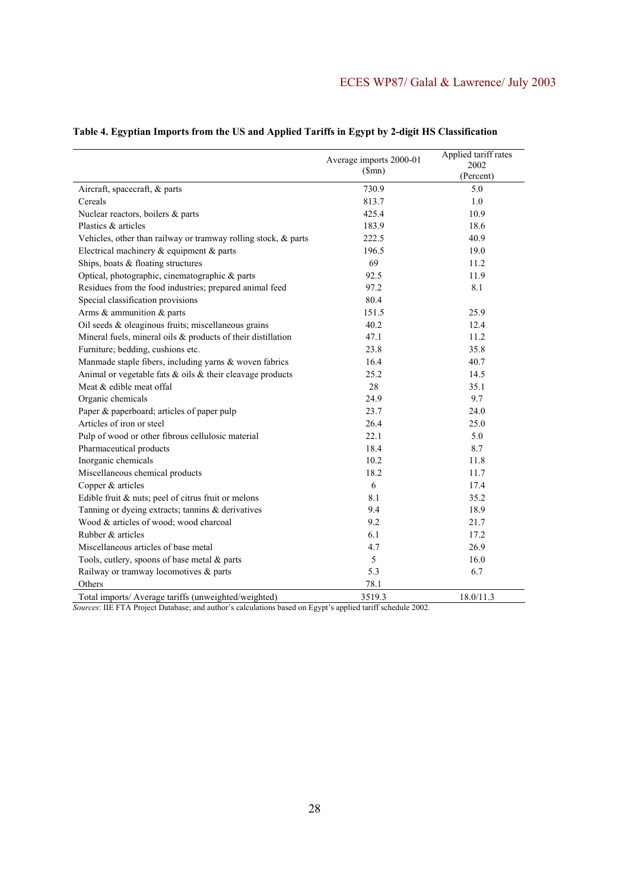**Table 4. Egyptian Imports from the US and Applied Tariffs in Egypt by 2-digit HS Classification**

| | Average imports 2000-01 ($mn) | Applied tariff rates 2002 (Percent) |
|---|---|---|
| Aircraft, spacecraft, & parts | 730.9 | 5.0 |
| Cereals | 813.7 | 1.0 |
| Nuclear reactors, boilers & parts | 425.4 | 10.9 |
| Plastics & articles | 183.9 | 18.6 |
| Vehicles, other than railway or tramway rolling stock, & parts | 222.5 | 40.9 |
| Electrical machinery & equipment & parts | 196.5 | 19.0 |
| Ships, boats & floating structures | 69 | 11.2 |
| Optical, photographic, cinematographic & parts | 92.5 | 11.9 |
| Residues from the food industries; prepared animal feed | 97.2 | 8.1 |
| Special classification provisions | 80.4 | |
| Arms & ammunition & parts | 151.5 | 25.9 |
| Oil seeds & oleaginous fruits; miscellaneous grains | 40.2 | 12.4 |
| Mineral fuels, mineral oils & products of their distillation | 47.1 | 11.2 |
| Furniture; bedding, cushions etc. | 23.8 | 35.8 |
| Manmade staple fibers, including yarns & woven fabrics | 16.4 | 40.7 |
| Animal or vegetable fats & oils & their cleavage products | 25.2 | 14.5 |
| Meat & edible meat offal | 28 | 35.1 |
| Organic chemicals | 24.9 | 9.7 |
| Paper & paperboard; articles of paper pulp | 23.7 | 24.0 |
| Articles of iron or steel | 26.4 | 25.0 |
| Pulp of wood or other fibrous cellulosic material | 22.1 | 5.0 |
| Pharmaceutical products | 18.4 | 8.7 |
| Inorganic chemicals | 10.2 | 11.8 |
| Miscellaneous chemical products | 18.2 | 11.7 |
| Copper & articles | 6 | 17.4 |
| Edible fruit & nuts; peel of citrus fruit or melons | 8.1 | 35.2 |
| Tanning or dyeing extracts; tannins & derivatives | 9.4 | 18.9 |
| Wood & articles of wood; wood charcoal | 9.2 | 21.7 |
| Rubber & articles | 6.1 | 17.2 |
| Miscellaneous articles of base metal | 4.7 | 26.9 |
| Tools, cutlery, spoons of base metal & parts | 5 | 16.0 |
| Railway or tramway locomotives & parts | 5.3 | 6.7 |
| Others | 78.1 | |
| Total imports/ Average tariffs (unweighted/weighted) | 3519.3 | 18.0/11.3 |

*Sources*: IIE FTA Project Database; and author's calculations based on Egypt's applied tariff schedule 2002.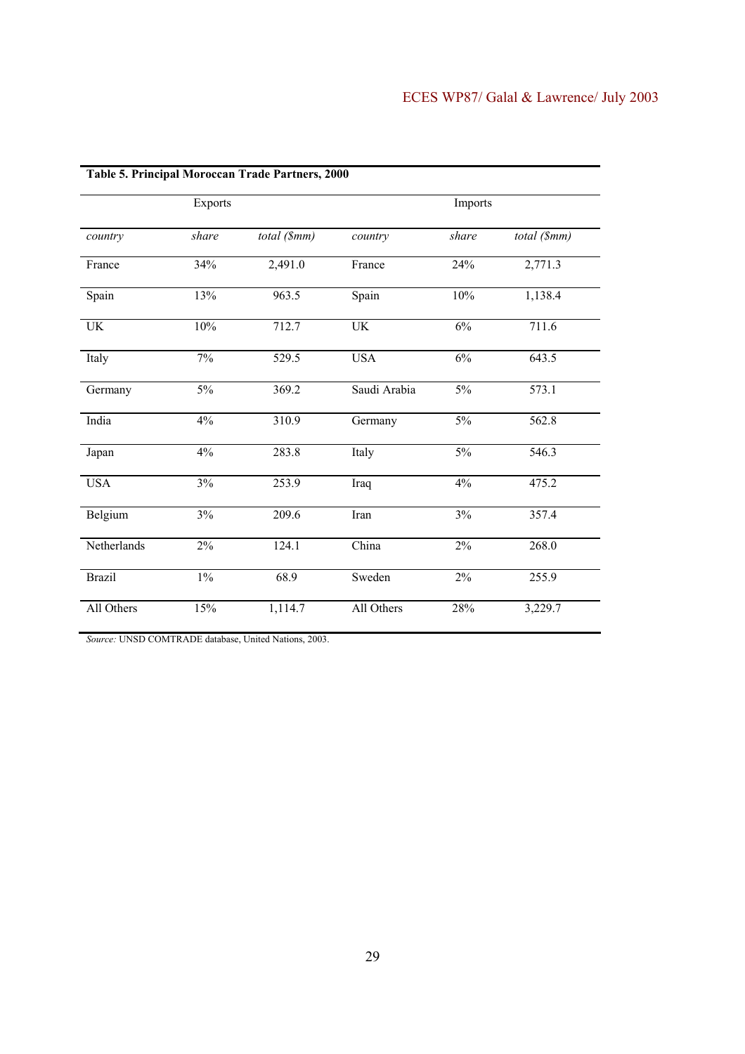**Table 5. Principal Moroccan Trade Partners, 2000**

| Exports | | | Imports | | |
|---|---|---|---|---|---|
| *country* | *share* | *total ($mm)* | *country* | *share* | *total ($mm)* |
| France | 34% | 2,491.0 | France | 24% | 2,771.3 |
| Spain | 13% | 963.5 | Spain | 10% | 1,138.4 |
| UK | 10% | 712.7 | UK | 6% | 711.6 |
| Italy | 7% | 529.5 | USA | 6% | 643.5 |
| Germany | 5% | 369.2 | Saudi Arabia | 5% | 573.1 |
| India | 4% | 310.9 | Germany | 5% | 562.8 |
| Japan | 4% | 283.8 | Italy | 5% | 546.3 |
| USA | 3% | 253.9 | Iraq | 4% | 475.2 |
| Belgium | 3% | 209.6 | Iran | 3% | 357.4 |
| Netherlands | 2% | 124.1 | China | 2% | 268.0 |
| Brazil | 1% | 68.9 | Sweden | 2% | 255.9 |
| All Others | 15% | 1,114.7 | All Others | 28% | 3,229.7 |

*Source:* UNSD COMTRADE database, United Nations, 2003.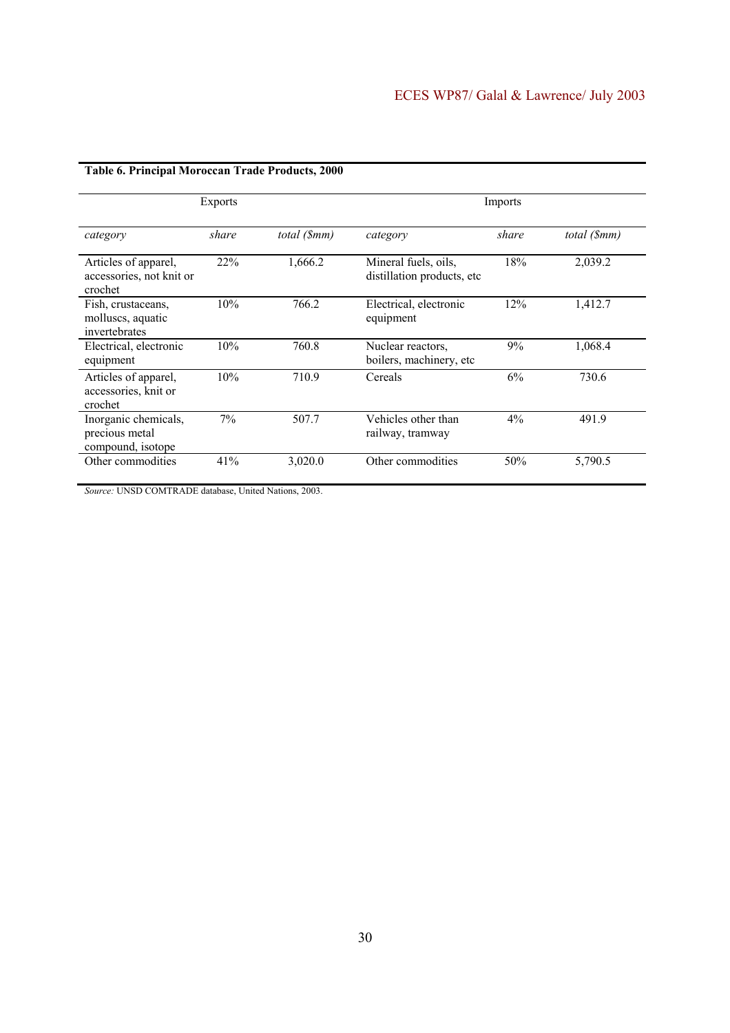**Table 6. Principal Moroccan Trade Products, 2000**

| Exports | | | Imports | | |
|---|---|---|---|---|---|
| *category* | *share* | *total ($mm)* | *category* | *share* | *total ($mm)* |
| Articles of apparel, accessories, not knit or crochet | 22% | 1,666.2 | Mineral fuels, oils, distillation products, etc | 18% | 2,039.2 |
| Fish, crustaceans, molluscs, aquatic invertebrates | 10% | 766.2 | Electrical, electronic equipment | 12% | 1,412.7 |
| Electrical, electronic equipment | 10% | 760.8 | Nuclear reactors, boilers, machinery, etc | 9% | 1,068.4 |
| Articles of apparel, accessories, knit or crochet | 10% | 710.9 | Cereals | 6% | 730.6 |
| Inorganic chemicals, precious metal compound, isotope | 7% | 507.7 | Vehicles other than railway, tramway | 4% | 491.9 |
| Other commodities | 41% | 3,020.0 | Other commodities | 50% | 5,790.5 |

*Source:* UNSD COMTRADE database, United Nations, 2003.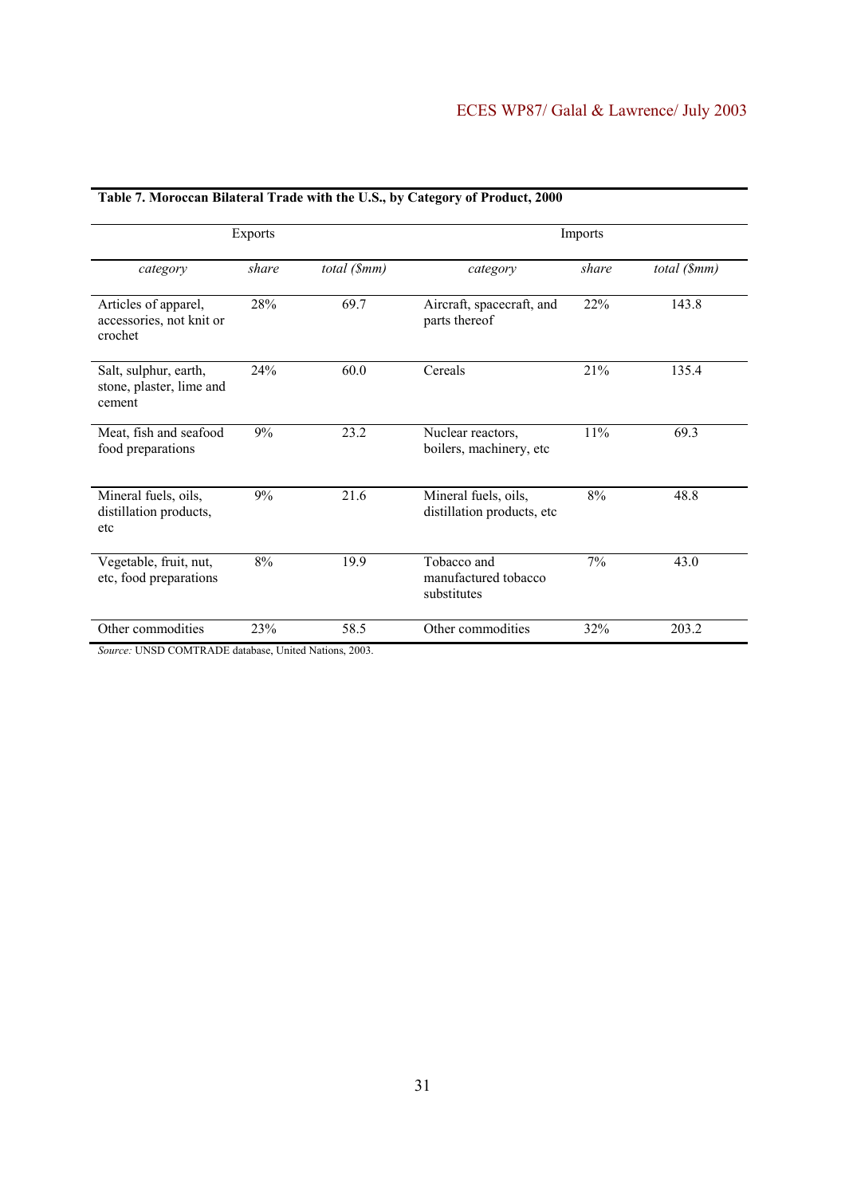**Table 7. Moroccan Bilateral Trade with the U.S., by Category of Product, 2000**

| Exports | | | Imports | | |
|---|---|---|---|---|---|
| *category* | *share* | *total ($mm)* | *category* | *share* | *total ($mm)* |
| Articles of apparel, accessories, not knit or crochet | 28% | 69.7 | Aircraft, spacecraft, and parts thereof | 22% | 143.8 |
| Salt, sulphur, earth, stone, plaster, lime and cement | 24% | 60.0 | Cereals | 21% | 135.4 |
| Meat, fish and seafood food preparations | 9% | 23.2 | Nuclear reactors, boilers, machinery, etc | 11% | 69.3 |
| Mineral fuels, oils, distillation products, etc | 9% | 21.6 | Mineral fuels, oils, distillation products, etc | 8% | 48.8 |
| Vegetable, fruit, nut, etc, food preparations | 8% | 19.9 | Tobacco and manufactured tobacco substitutes | 7% | 43.0 |
| Other commodities | 23% | 58.5 | Other commodities | 32% | 203.2 |

*Source:* UNSD COMTRADE database, United Nations, 2003.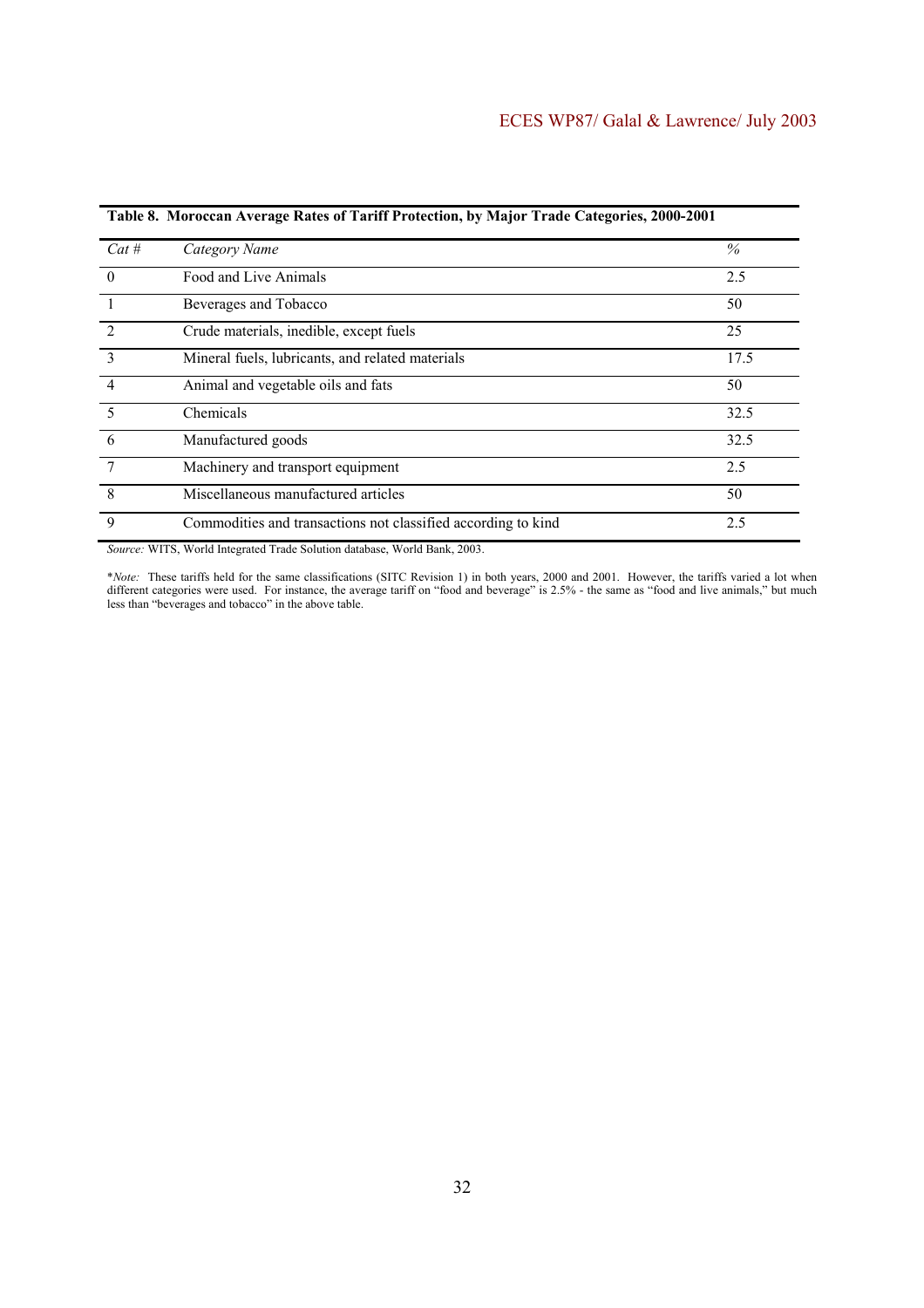**Table 8. Moroccan Average Rates of Tariff Protection, by Major Trade Categories, 2000-2001**

| *Cat #* | *Category Name* | *%* |
|---|---|---|
| 0 | Food and Live Animals | 2.5 |
| 1 | Beverages and Tobacco | 50 |
| 2 | Crude materials, inedible, except fuels | 25 |
| 3 | Mineral fuels, lubricants, and related materials | 17.5 |
| 4 | Animal and vegetable oils and fats | 50 |
| 5 | Chemicals | 32.5 |
| 6 | Manufactured goods | 32.5 |
| 7 | Machinery and transport equipment | 2.5 |
| 8 | Miscellaneous manufactured articles | 50 |
| 9 | Commodities and transactions not classified according to kind | 2.5 |

*Source:* WITS, World Integrated Trade Solution database, World Bank, 2003.

*\*Note:* These tariffs held for the same classifications (SITC Revision 1) in both years, 2000 and 2001. However, the tariffs varied a lot when different categories were used. For instance, the average tariff on "food and beverage" is 2.5% - the same as "food and live animals," but much less than "beverages and tobacco" in the above table.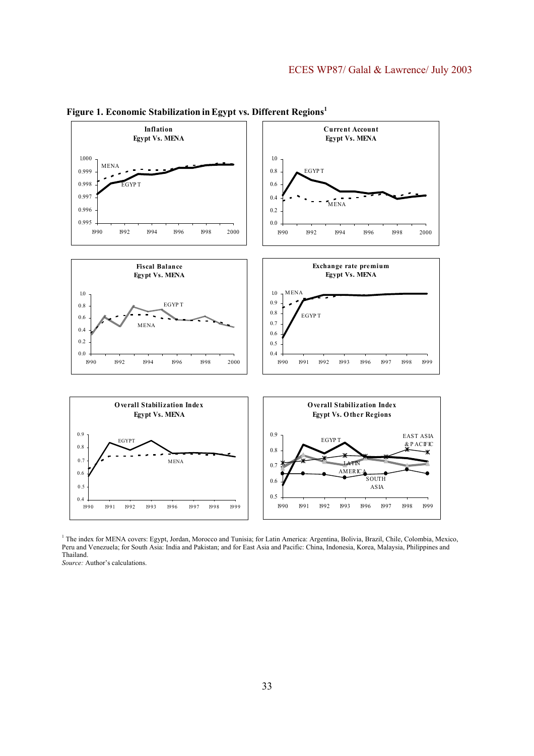**Figure 1. Economic Stabilization in Egypt vs. Different Regions**[1]

[1] The index for MENA covers: Egypt, Jordan, Morocco and Tunisia; for Latin America: Argentina, Bolivia, Brazil, Chile, Colombia, Mexico, Peru and Venezuela; for South Asia: India and Pakistan; and for East Asia and Pacific: China, Indonesia, Korea, Malaysia, Philippines and Thailand.

*Source:* Author's calculations.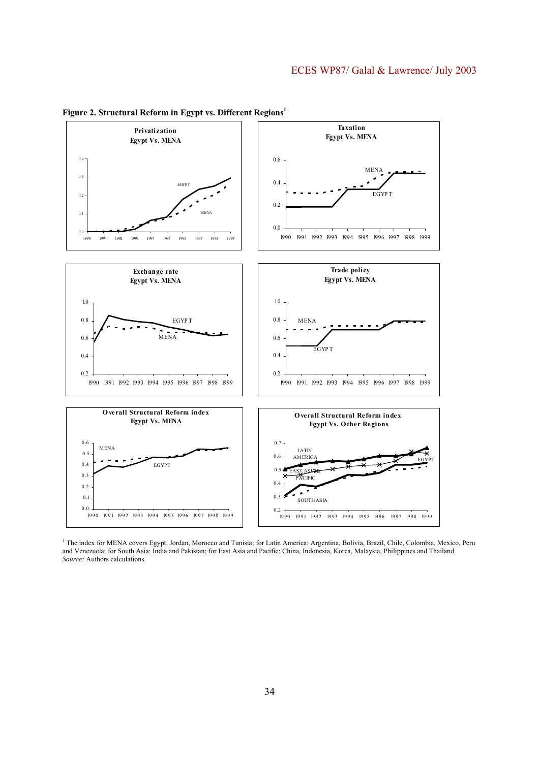**Figure 2. Structural Reform in Egypt vs. Different Regions**[1]

Privatization
Egypt Vs. MENA

Taxation
Egypt Vs. MENA

Exchange rate
Egypt Vs. MENA

Trade policy
Egypt Vs. MENA

Overall Structural Reform index
Egypt Vs. MENA

Overall Structural Reform index
Egypt Vs. Other Regions

[1] The index for MENA covers Egypt, Jordan, Morocco and Tunisia; for Latin America: Argentina, Bolivia, Brazil, Chile, Colombia, Mexico, Peru and Venezuela; for South Asia: India and Pakistan; for East Asia and Pacific: China, Indonesia, Korea, Malaysia, Philippines and Thailand.
*Source:* Authors calculations.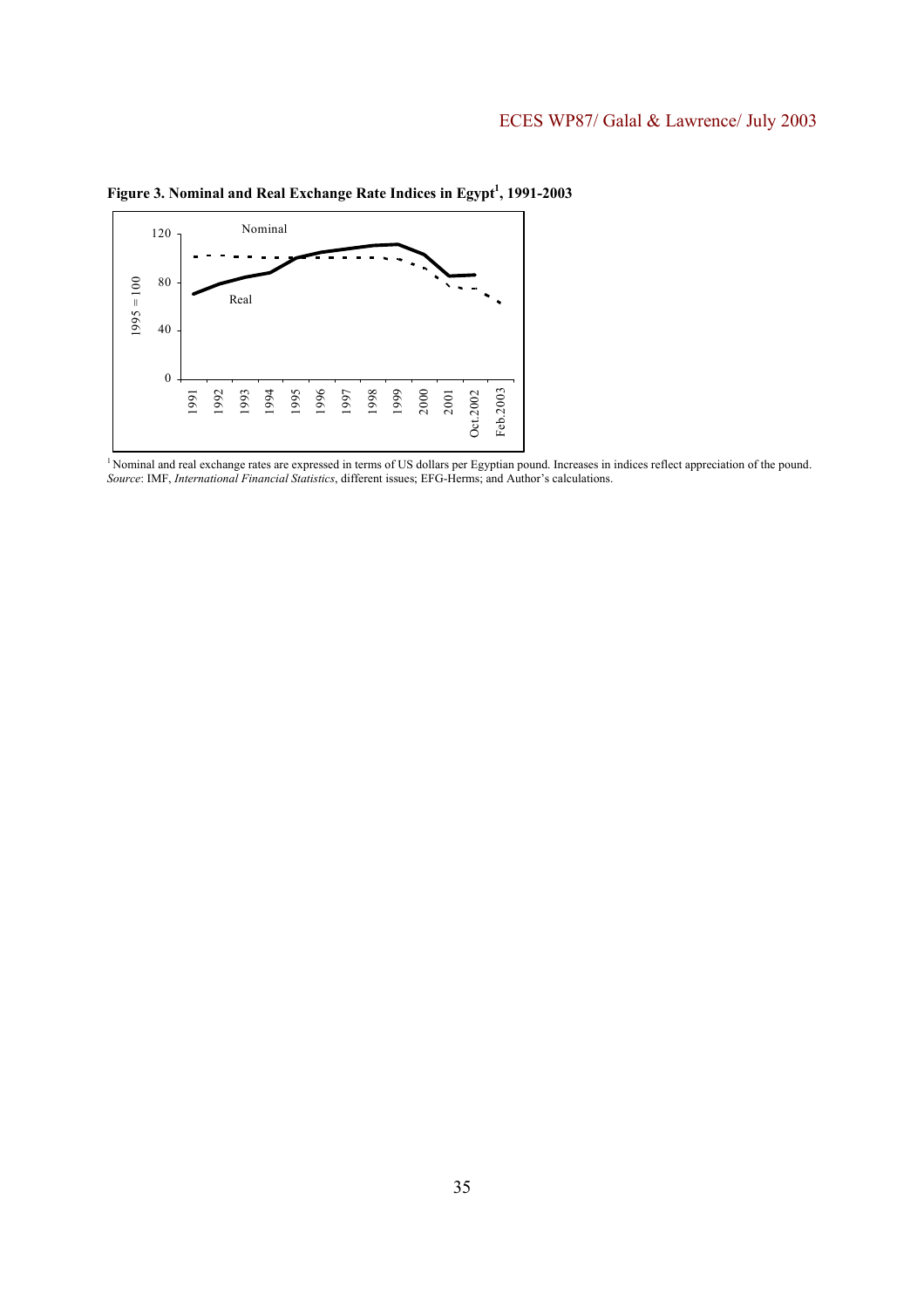**Figure 3. Nominal and Real Exchange Rate Indices in Egypt[1], 1991-2003**

[1] Nominal and real exchange rates are expressed in terms of US dollars per Egyptian pound. Increases in indices reflect appreciation of the pound.
*Source*: IMF, *International Financial Statistics*, different issues; EFG-Herms; and Author's calculations.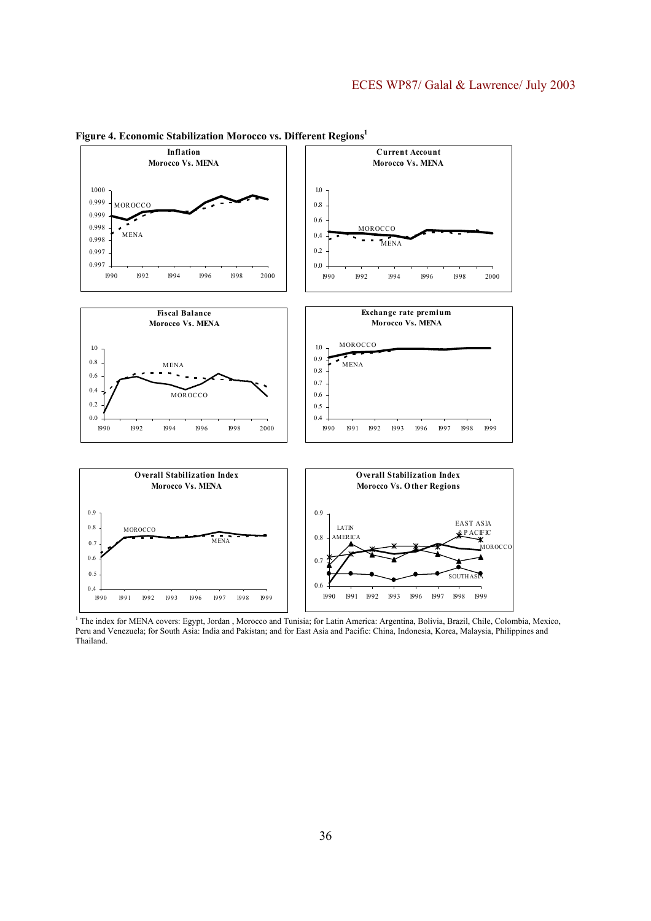**Figure 4. Economic Stabilization Morocco vs. Different Regions**[1]

[1] The index for MENA covers: Egypt, Jordan , Morocco and Tunisia; for Latin America: Argentina, Bolivia, Brazil, Chile, Colombia, Mexico, Peru and Venezuela; for South Asia: India and Pakistan; and for East Asia and Pacific: China, Indonesia, Korea, Malaysia, Philippines and Thailand.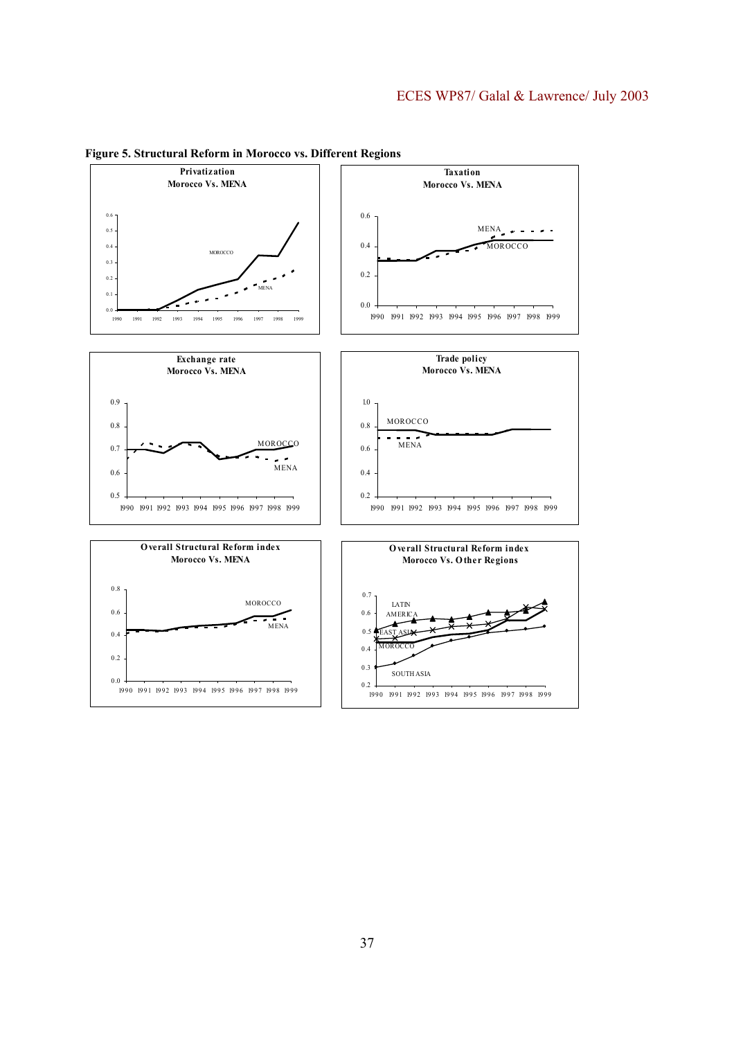**Figure 5. Structural Reform in Morocco vs. Different Regions**

**Privatization**
**Morocco Vs. MENA**

**Taxation**
**Morocco Vs. MENA**

**Exchange rate**
**Morocco Vs. MENA**

**Trade policy**
**Morocco Vs. MENA**

**Overall Structural Reform index**
**Morocco Vs. MENA**

**Overall Structural Reform index**
**Morocco Vs. Other Regions**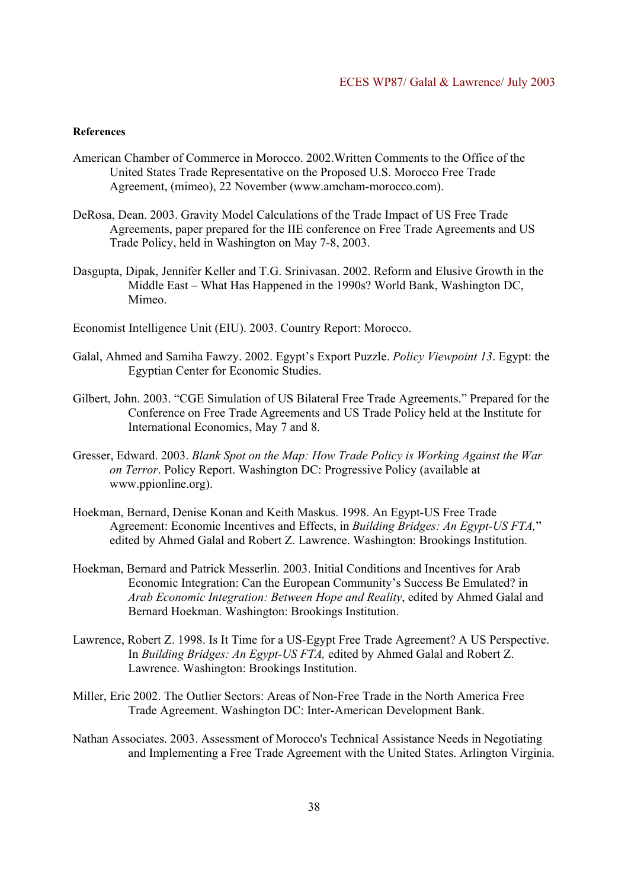**References**

American Chamber of Commerce in Morocco. 2002.Written Comments to the Office of the United States Trade Representative on the Proposed U.S. Morocco Free Trade Agreement, (mimeo), 22 November (www.amcham-morocco.com).

DeRosa, Dean. 2003. Gravity Model Calculations of the Trade Impact of US Free Trade Agreements, paper prepared for the IIE conference on Free Trade Agreements and US Trade Policy, held in Washington on May 7-8, 2003.

Dasgupta, Dipak, Jennifer Keller and T.G. Srinivasan. 2002. Reform and Elusive Growth in the Middle East – What Has Happened in the 1990s? World Bank, Washington DC, Mimeo.

Economist Intelligence Unit (EIU). 2003. Country Report: Morocco.

Galal, Ahmed and Samiha Fawzy. 2002. Egypt's Export Puzzle. *Policy Viewpoint 13*. Egypt: the Egyptian Center for Economic Studies.

Gilbert, John. 2003. "CGE Simulation of US Bilateral Free Trade Agreements." Prepared for the Conference on Free Trade Agreements and US Trade Policy held at the Institute for International Economics, May 7 and 8.

Gresser, Edward. 2003. *Blank Spot on the Map: How Trade Policy is Working Against the War on Terror*. Policy Report. Washington DC: Progressive Policy (available at www.ppionline.org).

Hoekman, Bernard, Denise Konan and Keith Maskus. 1998. An Egypt-US Free Trade Agreement: Economic Incentives and Effects, in *Building Bridges: An Egypt-US FTA,*" edited by Ahmed Galal and Robert Z. Lawrence. Washington: Brookings Institution.

Hoekman, Bernard and Patrick Messerlin. 2003. Initial Conditions and Incentives for Arab Economic Integration: Can the European Community's Success Be Emulated? in *Arab Economic Integration: Between Hope and Reality*, edited by Ahmed Galal and Bernard Hoekman. Washington: Brookings Institution.

Lawrence, Robert Z. 1998. Is It Time for a US-Egypt Free Trade Agreement? A US Perspective. In *Building Bridges: An Egypt-US FTA,* edited by Ahmed Galal and Robert Z. Lawrence. Washington: Brookings Institution.

Miller, Eric 2002. The Outlier Sectors: Areas of Non-Free Trade in the North America Free Trade Agreement. Washington DC: Inter-American Development Bank.

Nathan Associates. 2003. Assessment of Morocco's Technical Assistance Needs in Negotiating and Implementing a Free Trade Agreement with the United States. Arlington Virginia.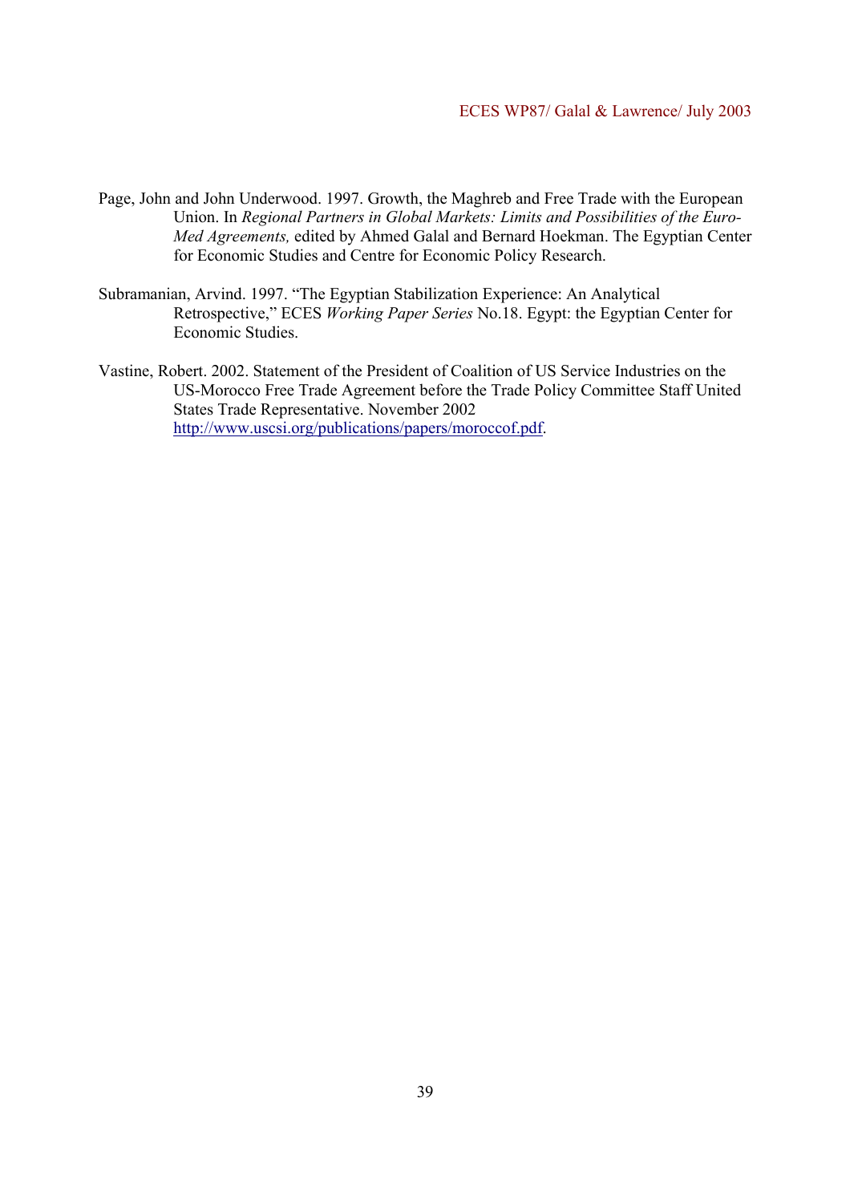Page, John and John Underwood. 1997. Growth, the Maghreb and Free Trade with the European Union. In *Regional Partners in Global Markets: Limits and Possibilities of the Euro-Med Agreements,* edited by Ahmed Galal and Bernard Hoekman. The Egyptian Center for Economic Studies and Centre for Economic Policy Research.

Subramanian, Arvind. 1997. "The Egyptian Stabilization Experience: An Analytical Retrospective," ECES *Working Paper Series* No.18. Egypt: the Egyptian Center for Economic Studies.

Vastine, Robert. 2002. Statement of the President of Coalition of US Service Industries on the US-Morocco Free Trade Agreement before the Trade Policy Committee Staff United States Trade Representative. November 2002 http://www.uscsi.org/publications/papers/moroccof.pdf.